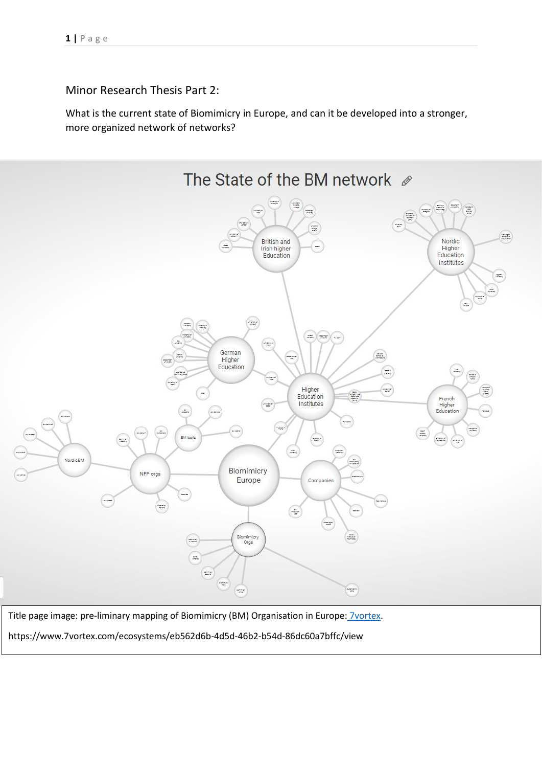Minor Research Thesis Part 2:

What is the current state of Biomimicry in Europe, and can it be developed into a stronger, more organized network of networks?

Title page image: pre-liminary mapping of Biomimicry (BM) Organisation in Europe: [7vortex](https://www.7vortex.com/ecosystems/eb562d6b-4d5d-46b2-b54d-86dc60a7bffc/view).

https://www.7vortex.com/ecosystems/eb562d6b-4d5d-46b2-b54d-86dc60a7bffc/view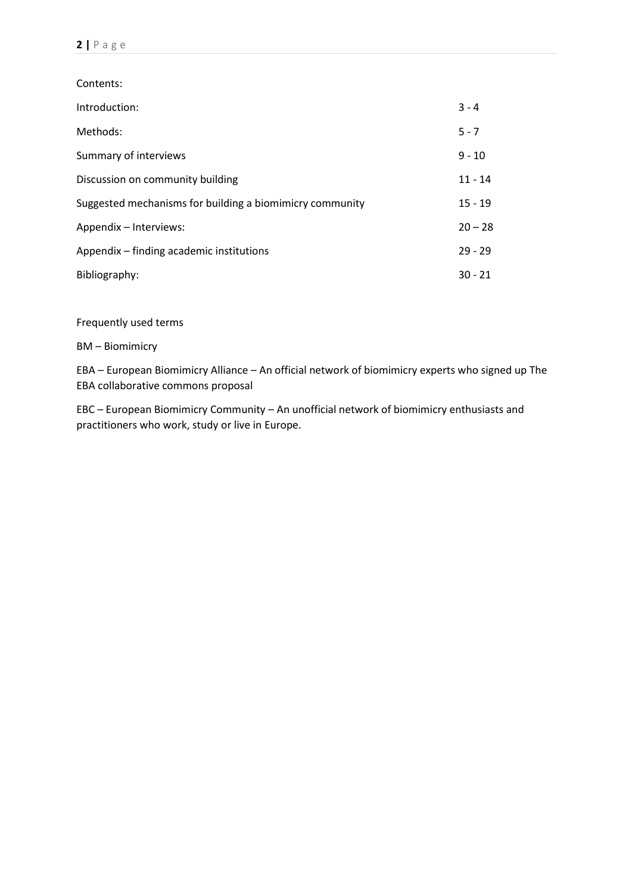Contents:

| | |
|---|---|
| Introduction: | 3 - 4 |
| Methods: | 5 - 7 |
| Summary of interviews | 9 - 10 |
| Discussion on community building | 11 - 14 |
| Suggested mechanisms for building a biomimicry community | 15 - 19 |
| Appendix – Interviews: | 20 – 28 |
| Appendix – finding academic institutions | 29 - 29 |
| Bibliography: | 30 - 21 |

Frequently used terms

BM – Biomimicry

EBA – European Biomimicry Alliance – An official network of biomimicry experts who signed up The EBA collaborative commons proposal

EBC – European Biomimicry Community – An unofficial network of biomimicry enthusiasts and practitioners who work, study or live in Europe.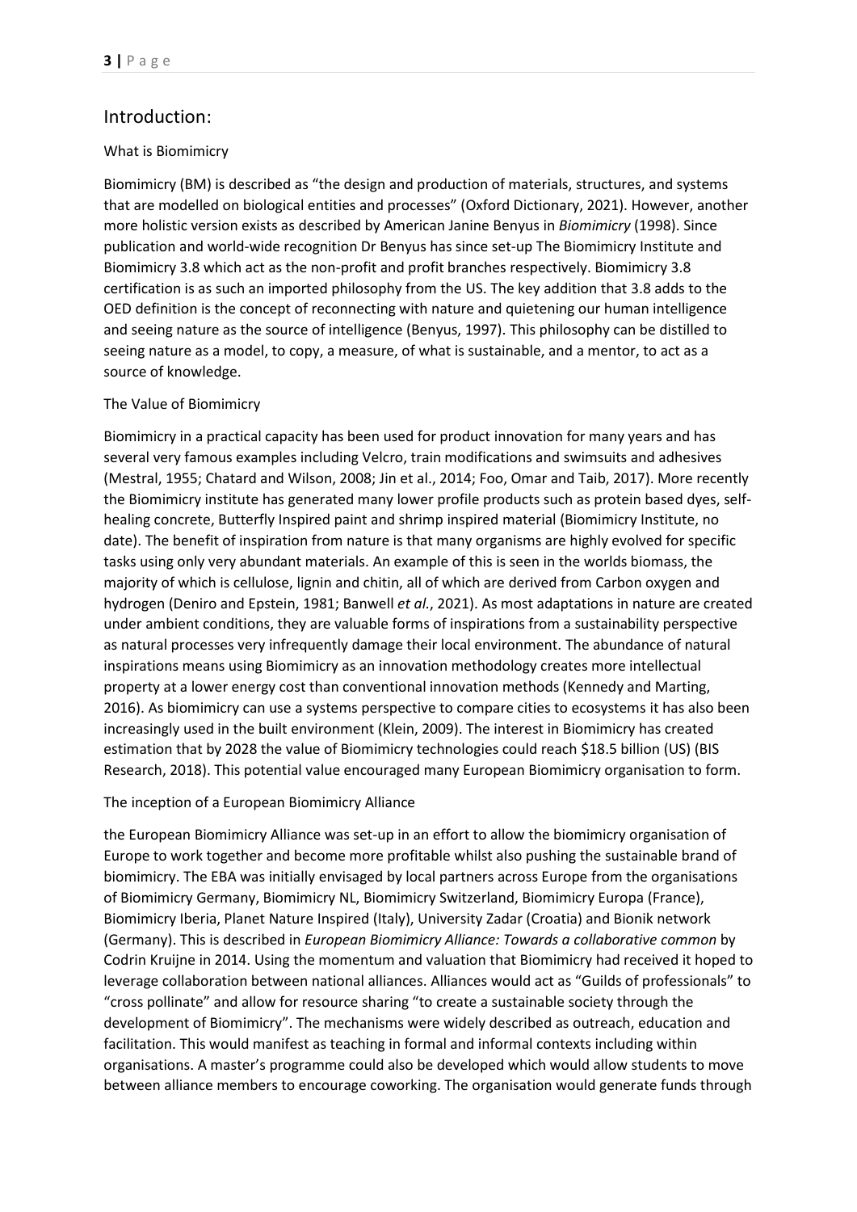## Introduction:

### What is Biomimicry

Biomimicry (BM) is described as "the design and production of materials, structures, and systems that are modelled on biological entities and processes" (Oxford Dictionary, 2021). However, another more holistic version exists as described by American Janine Benyus in *Biomimicry* (1998). Since publication and world-wide recognition Dr Benyus has since set-up The Biomimicry Institute and Biomimicry 3.8 which act as the non-profit and profit branches respectively. Biomimicry 3.8 certification is as such an imported philosophy from the US. The key addition that 3.8 adds to the OED definition is the concept of reconnecting with nature and quietening our human intelligence and seeing nature as the source of intelligence (Benyus, 1997). This philosophy can be distilled to seeing nature as a model, to copy, a measure, of what is sustainable, and a mentor, to act as a source of knowledge.

### The Value of Biomimicry

Biomimicry in a practical capacity has been used for product innovation for many years and has several very famous examples including Velcro, train modifications and swimsuits and adhesives (Mestral, 1955; Chatard and Wilson, 2008; Jin et al., 2014; Foo, Omar and Taib, 2017). More recently the Biomimicry institute has generated many lower profile products such as protein based dyes, self-healing concrete, Butterfly Inspired paint and shrimp inspired material (Biomimicry Institute, no date). The benefit of inspiration from nature is that many organisms are highly evolved for specific tasks using only very abundant materials. An example of this is seen in the worlds biomass, the majority of which is cellulose, lignin and chitin, all of which are derived from Carbon oxygen and hydrogen (Deniro and Epstein, 1981; Banwell *et al.*, 2021). As most adaptations in nature are created under ambient conditions, they are valuable forms of inspirations from a sustainability perspective as natural processes very infrequently damage their local environment. The abundance of natural inspirations means using Biomimicry as an innovation methodology creates more intellectual property at a lower energy cost than conventional innovation methods (Kennedy and Marting, 2016). As biomimicry can use a systems perspective to compare cities to ecosystems it has also been increasingly used in the built environment (Klein, 2009). The interest in Biomimicry has created estimation that by 2028 the value of Biomimicry technologies could reach $18.5 billion (US) (BIS Research, 2018). This potential value encouraged many European Biomimicry organisation to form.

### The inception of a European Biomimicry Alliance

the European Biomimicry Alliance was set-up in an effort to allow the biomimicry organisation of Europe to work together and become more profitable whilst also pushing the sustainable brand of biomimicry. The EBA was initially envisaged by local partners across Europe from the organisations of Biomimicry Germany, Biomimicry NL, Biomimicry Switzerland, Biomimicry Europa (France), Biomimicry Iberia, Planet Nature Inspired (Italy), University Zadar (Croatia) and Bionik network (Germany). This is described in *European Biomimicry Alliance: Towards a collaborative common* by Codrin Kruijne in 2014. Using the momentum and valuation that Biomimicry had received it hoped to leverage collaboration between national alliances. Alliances would act as "Guilds of professionals" to "cross pollinate" and allow for resource sharing "to create a sustainable society through the development of Biomimicry". The mechanisms were widely described as outreach, education and facilitation. This would manifest as teaching in formal and informal contexts including within organisations. A master's programme could also be developed which would allow students to move between alliance members to encourage coworking. The organisation would generate funds through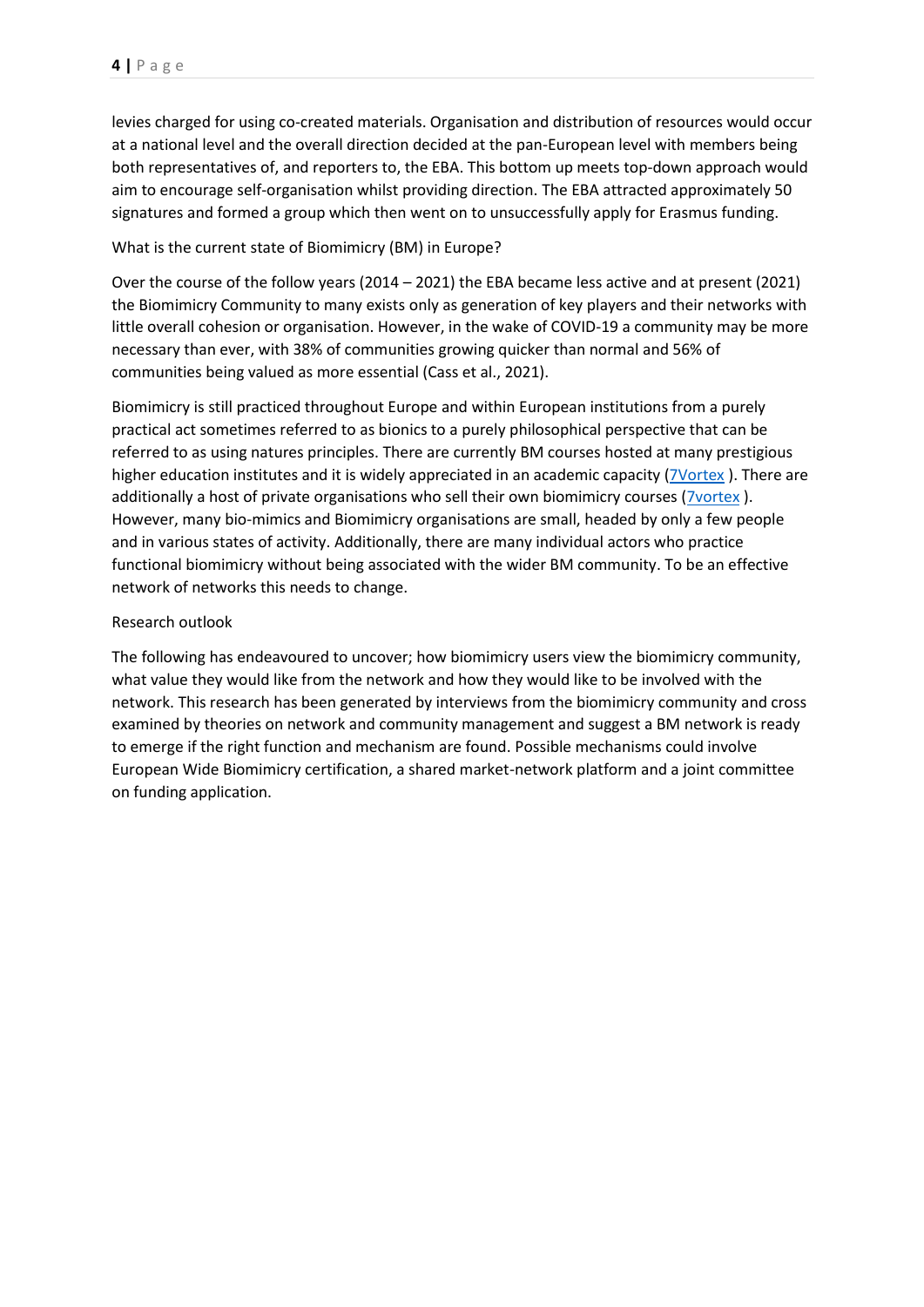levies charged for using co-created materials. Organisation and distribution of resources would occur at a national level and the overall direction decided at the pan-European level with members being both representatives of, and reporters to, the EBA. This bottom up meets top-down approach would aim to encourage self-organisation whilst providing direction. The EBA attracted approximately 50 signatures and formed a group which then went on to unsuccessfully apply for Erasmus funding.

What is the current state of Biomimicry (BM) in Europe?

Over the course of the follow years (2014 – 2021) the EBA became less active and at present (2021) the Biomimicry Community to many exists only as generation of key players and their networks with little overall cohesion or organisation. However, in the wake of COVID-19 a community may be more necessary than ever, with 38% of communities growing quicker than normal and 56% of communities being valued as more essential (Cass et al., 2021).

Biomimicry is still practiced throughout Europe and within European institutions from a purely practical act sometimes referred to as bionics to a purely philosophical perspective that can be referred to as using natures principles. There are currently BM courses hosted at many prestigious higher education institutes and it is widely appreciated in an academic capacity (7Vortex ). There are additionally a host of private organisations who sell their own biomimicry courses (7vortex ). However, many bio-mimics and Biomimicry organisations are small, headed by only a few people and in various states of activity. Additionally, there are many individual actors who practice functional biomimicry without being associated with the wider BM community. To be an effective network of networks this needs to change.

Research outlook

The following has endeavoured to uncover; how biomimicry users view the biomimicry community, what value they would like from the network and how they would like to be involved with the network. This research has been generated by interviews from the biomimicry community and cross examined by theories on network and community management and suggest a BM network is ready to emerge if the right function and mechanism are found. Possible mechanisms could involve European Wide Biomimicry certification, a shared market-network platform and a joint committee on funding application.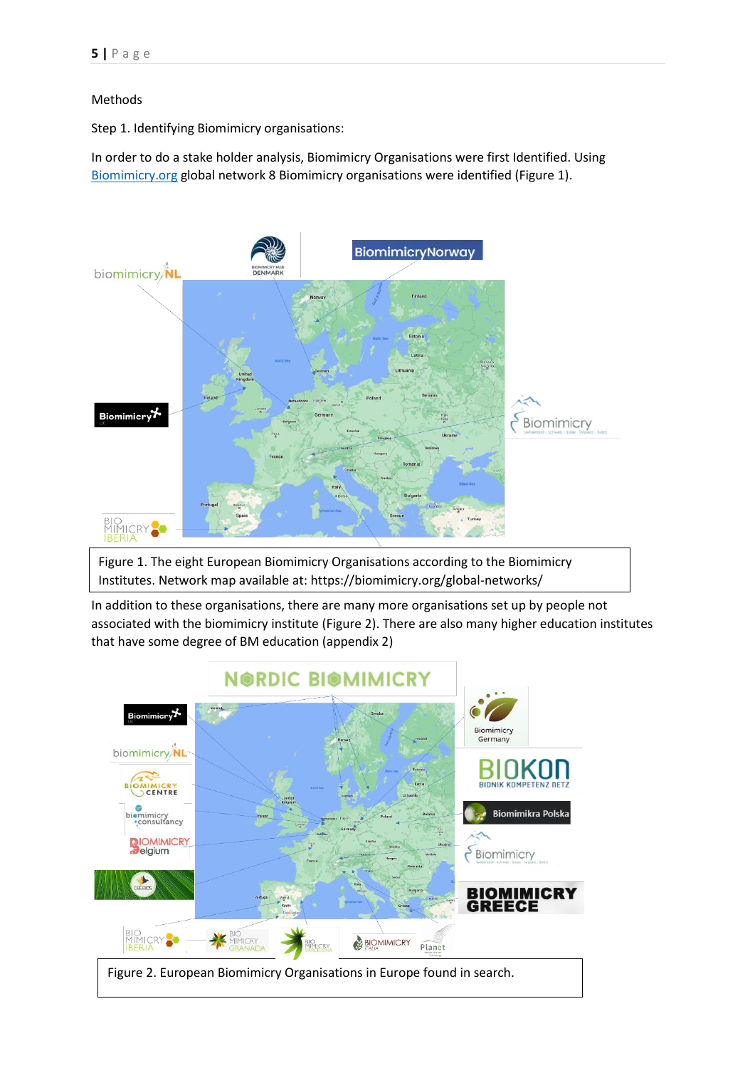Methods

Step 1. Identifying Biomimicry organisations:

In order to do a stake holder analysis, Biomimicry Organisations were first Identified. Using Biomimicry.org global network 8 Biomimicry organisations were identified (Figure 1).

Figure 1. The eight European Biomimicry Organisations according to the Biomimicry Institutes. Network map available at: https://biomimicry.org/global-networks/

In addition to these organisations, there are many more organisations set up by people not associated with the biomimicry institute (Figure 2). There are also many higher education institutes that have some degree of BM education (appendix 2)

Figure 2. European Biomimicry Organisations in Europe found in search.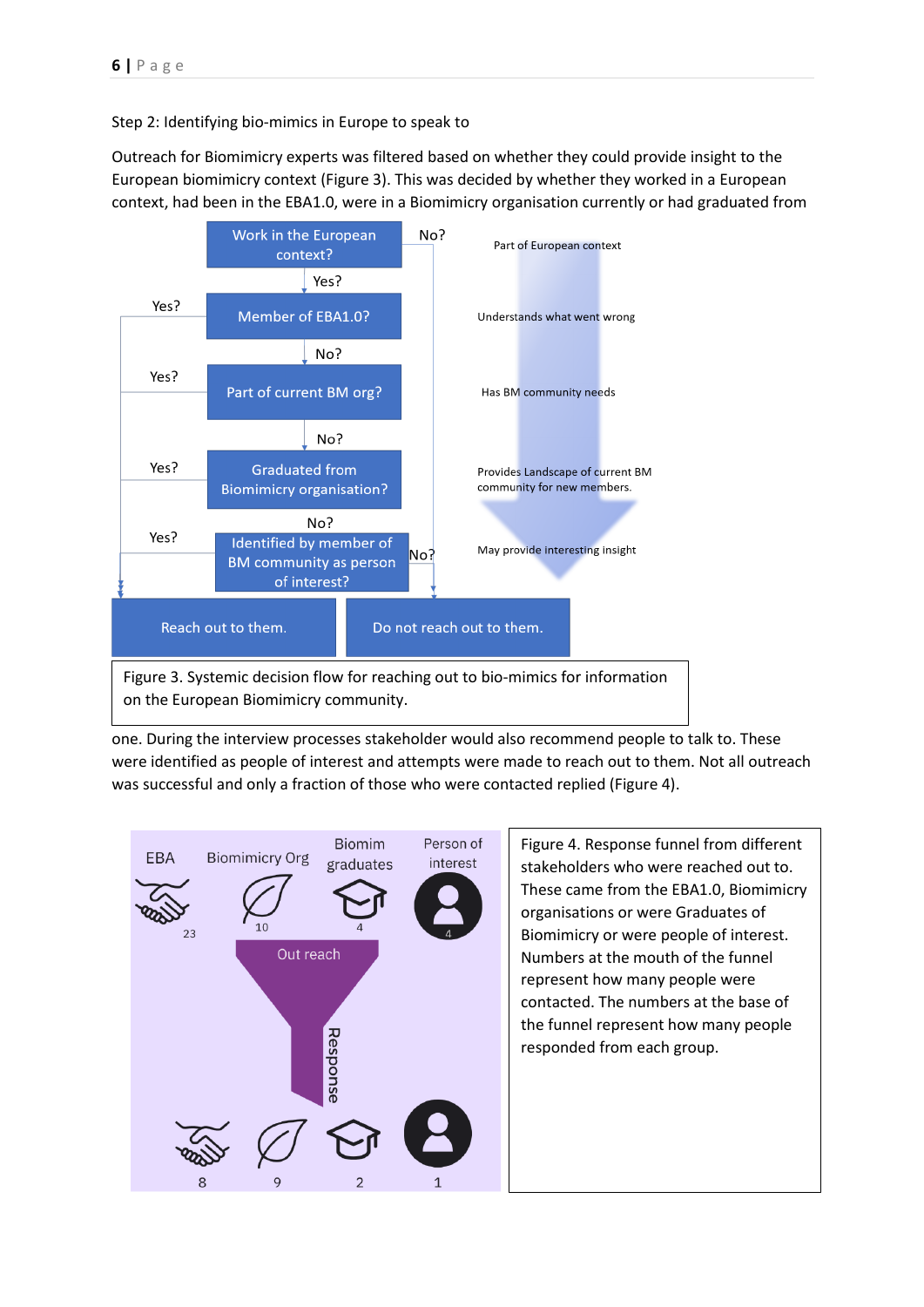Step 2: Identifying bio-mimics in Europe to speak to

Outreach for Biomimicry experts was filtered based on whether they could provide insight to the European biomimicry context (Figure 3). This was decided by whether they worked in a European context, had been in the EBA1.0, were in a Biomimicry organisation currently or had graduated from

Figure 3. Systemic decision flow for reaching out to bio-mimics for information on the European Biomimicry community.

one. During the interview processes stakeholder would also recommend people to talk to. These were identified as people of interest and attempts were made to reach out to them. Not all outreach was successful and only a fraction of those who were contacted replied (Figure 4).

Figure 4. Response funnel from different stakeholders who were reached out to. These came from the EBA1.0, Biomimicry organisations or were Graduates of Biomimicry or were people of interest. Numbers at the mouth of the funnel represent how many people were contacted. The numbers at the base of the funnel represent how many people responded from each group.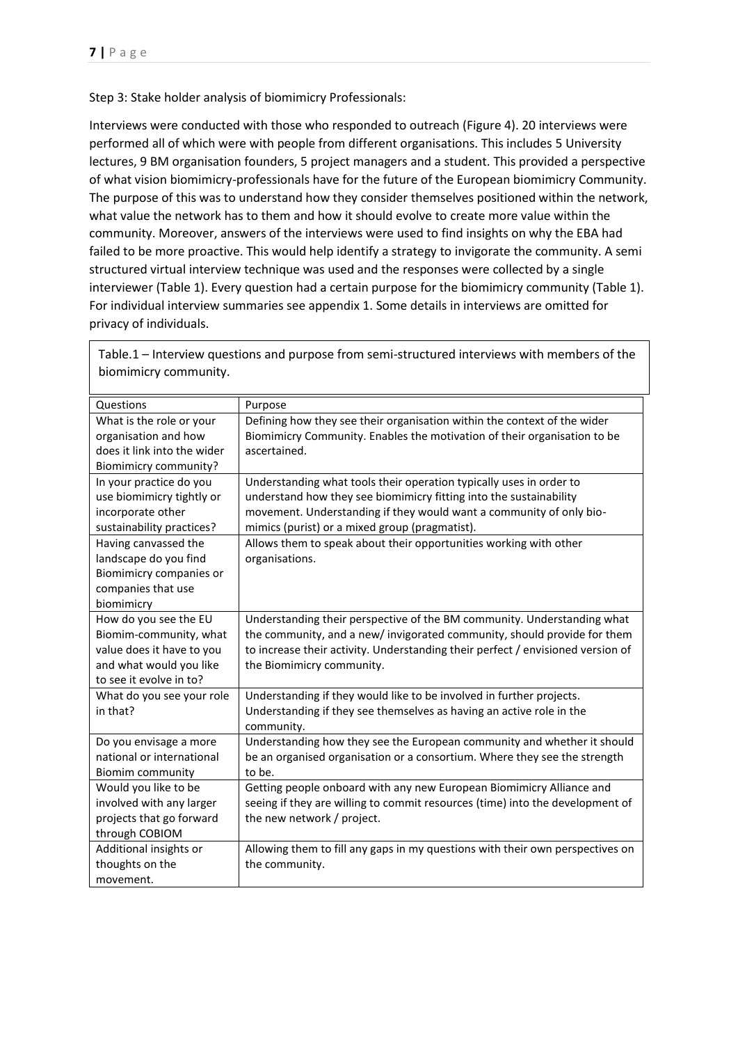Step 3: Stake holder analysis of biomimicry Professionals:

Interviews were conducted with those who responded to outreach (Figure 4). 20 interviews were performed all of which were with people from different organisations. This includes 5 University lectures, 9 BM organisation founders, 5 project managers and a student. This provided a perspective of what vision biomimicry-professionals have for the future of the European biomimicry Community. The purpose of this was to understand how they consider themselves positioned within the network, what value the network has to them and how it should evolve to create more value within the community. Moreover, answers of the interviews were used to find insights on why the EBA had failed to be more proactive. This would help identify a strategy to invigorate the community. A semi structured virtual interview technique was used and the responses were collected by a single interviewer (Table 1). Every question had a certain purpose for the biomimicry community (Table 1). For individual interview summaries see appendix 1. Some details in interviews are omitted for privacy of individuals.

Table.1 – Interview questions and purpose from semi-structured interviews with members of the biomimicry community.

| Questions | Purpose |
|---|---|
| What is the role or your organisation and how does it link into the wider Biomimicry community? | Defining how they see their organisation within the context of the wider Biomimicry Community. Enables the motivation of their organisation to be ascertained. |
| In your practice do you use biomimicry tightly or incorporate other sustainability practices? | Understanding what tools their operation typically uses in order to understand how they see biomimicry fitting into the sustainability movement. Understanding if they would want a community of only bio-mimics (purist) or a mixed group (pragmatist). |
| Having canvassed the landscape do you find Biomimicry companies or companies that use biomimicry | Allows them to speak about their opportunities working with other organisations. |
| How do you see the EU Biomim-community, what value does it have to you and what would you like to see it evolve in to? | Understanding their perspective of the BM community. Understanding what the community, and a new/ invigorated community, should provide for them to increase their activity. Understanding their perfect / envisioned version of the Biomimicry community. |
| What do you see your role in that? | Understanding if they would like to be involved in further projects. Understanding if they see themselves as having an active role in the community. |
| Do you envisage a more national or international Biomim community | Understanding how they see the European community and whether it should be an organised organisation or a consortium. Where they see the strength to be. |
| Would you like to be involved with any larger projects that go forward through COBIOM | Getting people onboard with any new European Biomimicry Alliance and seeing if they are willing to commit resources (time) into the development of the new network / project. |
| Additional insights or thoughts on the movement. | Allowing them to fill any gaps in my questions with their own perspectives on the community. |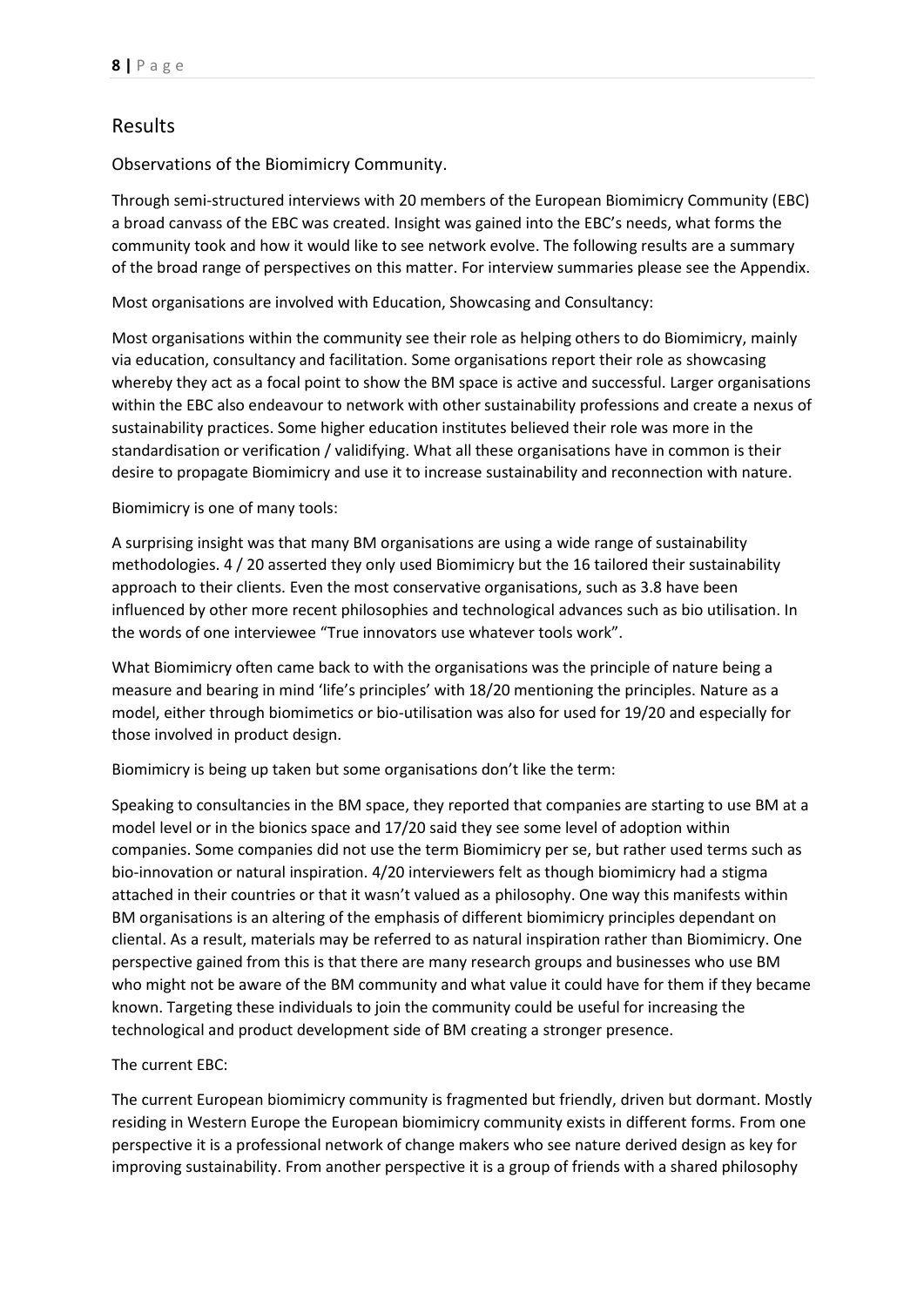## Results

### Observations of the Biomimicry Community.

Through semi-structured interviews with 20 members of the European Biomimicry Community (EBC) a broad canvass of the EBC was created. Insight was gained into the EBC's needs, what forms the community took and how it would like to see network evolve. The following results are a summary of the broad range of perspectives on this matter. For interview summaries please see the Appendix.

Most organisations are involved with Education, Showcasing and Consultancy:

Most organisations within the community see their role as helping others to do Biomimicry, mainly via education, consultancy and facilitation. Some organisations report their role as showcasing whereby they act as a focal point to show the BM space is active and successful. Larger organisations within the EBC also endeavour to network with other sustainability professions and create a nexus of sustainability practices. Some higher education institutes believed their role was more in the standardisation or verification / validifying. What all these organisations have in common is their desire to propagate Biomimicry and use it to increase sustainability and reconnection with nature.

Biomimicry is one of many tools:

A surprising insight was that many BM organisations are using a wide range of sustainability methodologies. 4 / 20 asserted they only used Biomimicry but the 16 tailored their sustainability approach to their clients. Even the most conservative organisations, such as 3.8 have been influenced by other more recent philosophies and technological advances such as bio utilisation. In the words of one interviewee "True innovators use whatever tools work".

What Biomimicry often came back to with the organisations was the principle of nature being a measure and bearing in mind 'life's principles' with 18/20 mentioning the principles. Nature as a model, either through biomimetics or bio-utilisation was also for used for 19/20 and especially for those involved in product design.

Biomimicry is being up taken but some organisations don't like the term:

Speaking to consultancies in the BM space, they reported that companies are starting to use BM at a model level or in the bionics space and 17/20 said they see some level of adoption within companies. Some companies did not use the term Biomimicry per se, but rather used terms such as bio-innovation or natural inspiration. 4/20 interviewers felt as though biomimicry had a stigma attached in their countries or that it wasn't valued as a philosophy. One way this manifests within BM organisations is an altering of the emphasis of different biomimicry principles dependant on cliental. As a result, materials may be referred to as natural inspiration rather than Biomimicry. One perspective gained from this is that there are many research groups and businesses who use BM who might not be aware of the BM community and what value it could have for them if they became known. Targeting these individuals to join the community could be useful for increasing the technological and product development side of BM creating a stronger presence.

The current EBC:

The current European biomimicry community is fragmented but friendly, driven but dormant. Mostly residing in Western Europe the European biomimicry community exists in different forms. From one perspective it is a professional network of change makers who see nature derived design as key for improving sustainability. From another perspective it is a group of friends with a shared philosophy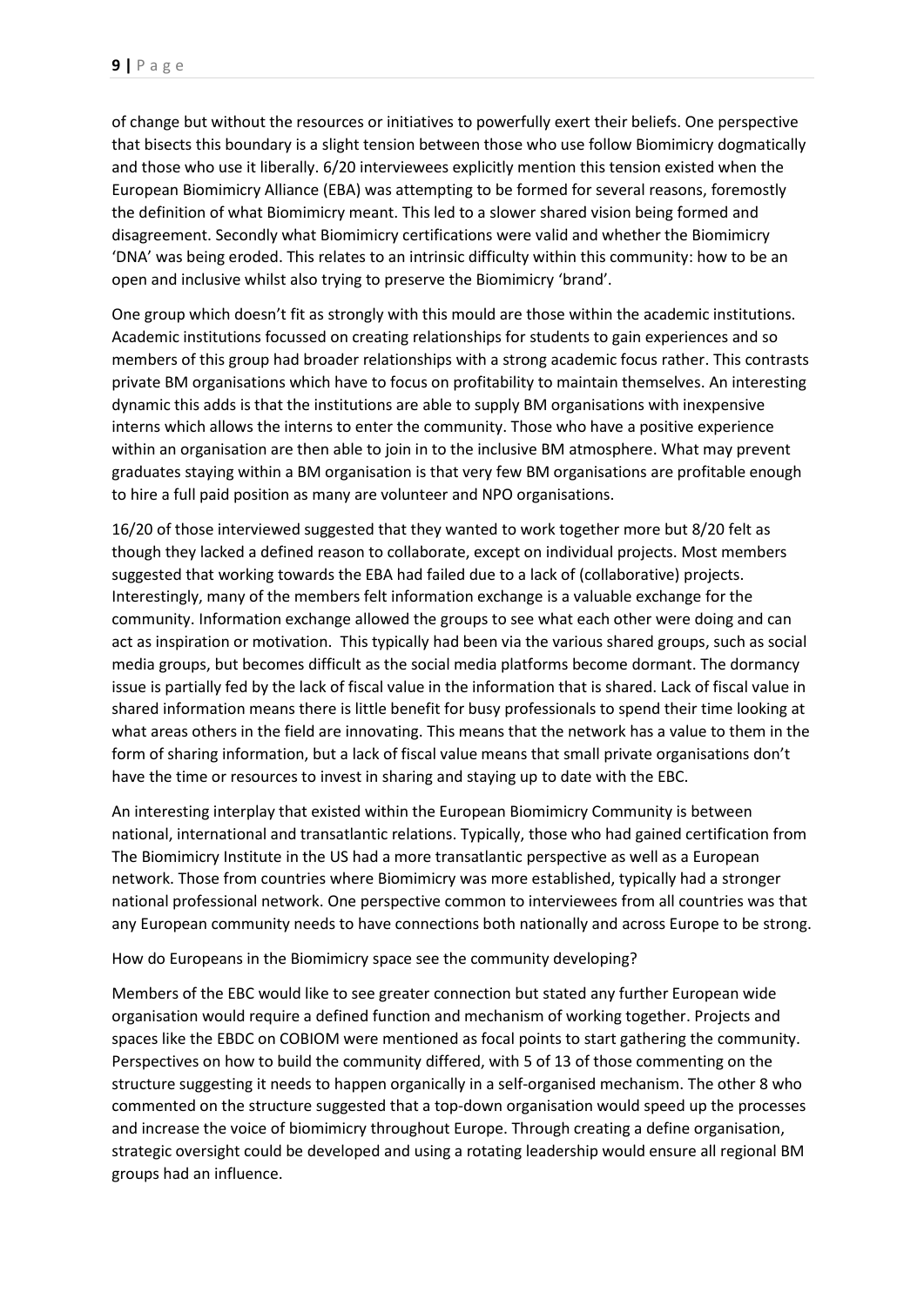of change but without the resources or initiatives to powerfully exert their beliefs. One perspective that bisects this boundary is a slight tension between those who use follow Biomimicry dogmatically and those who use it liberally. 6/20 interviewees explicitly mention this tension existed when the European Biomimicry Alliance (EBA) was attempting to be formed for several reasons, foremostly the definition of what Biomimicry meant. This led to a slower shared vision being formed and disagreement. Secondly what Biomimicry certifications were valid and whether the Biomimicry 'DNA' was being eroded. This relates to an intrinsic difficulty within this community: how to be an open and inclusive whilst also trying to preserve the Biomimicry 'brand'.

One group which doesn't fit as strongly with this mould are those within the academic institutions. Academic institutions focussed on creating relationships for students to gain experiences and so members of this group had broader relationships with a strong academic focus rather. This contrasts private BM organisations which have to focus on profitability to maintain themselves. An interesting dynamic this adds is that the institutions are able to supply BM organisations with inexpensive interns which allows the interns to enter the community. Those who have a positive experience within an organisation are then able to join in to the inclusive BM atmosphere. What may prevent graduates staying within a BM organisation is that very few BM organisations are profitable enough to hire a full paid position as many are volunteer and NPO organisations.

16/20 of those interviewed suggested that they wanted to work together more but 8/20 felt as though they lacked a defined reason to collaborate, except on individual projects. Most members suggested that working towards the EBA had failed due to a lack of (collaborative) projects. Interestingly, many of the members felt information exchange is a valuable exchange for the community. Information exchange allowed the groups to see what each other were doing and can act as inspiration or motivation. This typically had been via the various shared groups, such as social media groups, but becomes difficult as the social media platforms become dormant. The dormancy issue is partially fed by the lack of fiscal value in the information that is shared. Lack of fiscal value in shared information means there is little benefit for busy professionals to spend their time looking at what areas others in the field are innovating. This means that the network has a value to them in the form of sharing information, but a lack of fiscal value means that small private organisations don't have the time or resources to invest in sharing and staying up to date with the EBC.

An interesting interplay that existed within the European Biomimicry Community is between national, international and transatlantic relations. Typically, those who had gained certification from The Biomimicry Institute in the US had a more transatlantic perspective as well as a European network. Those from countries where Biomimicry was more established, typically had a stronger national professional network. One perspective common to interviewees from all countries was that any European community needs to have connections both nationally and across Europe to be strong.

How do Europeans in the Biomimicry space see the community developing?

Members of the EBC would like to see greater connection but stated any further European wide organisation would require a defined function and mechanism of working together. Projects and spaces like the EBDC on COBIOM were mentioned as focal points to start gathering the community. Perspectives on how to build the community differed, with 5 of 13 of those commenting on the structure suggesting it needs to happen organically in a self-organised mechanism. The other 8 who commented on the structure suggested that a top-down organisation would speed up the processes and increase the voice of biomimicry throughout Europe. Through creating a define organisation, strategic oversight could be developed and using a rotating leadership would ensure all regional BM groups had an influence.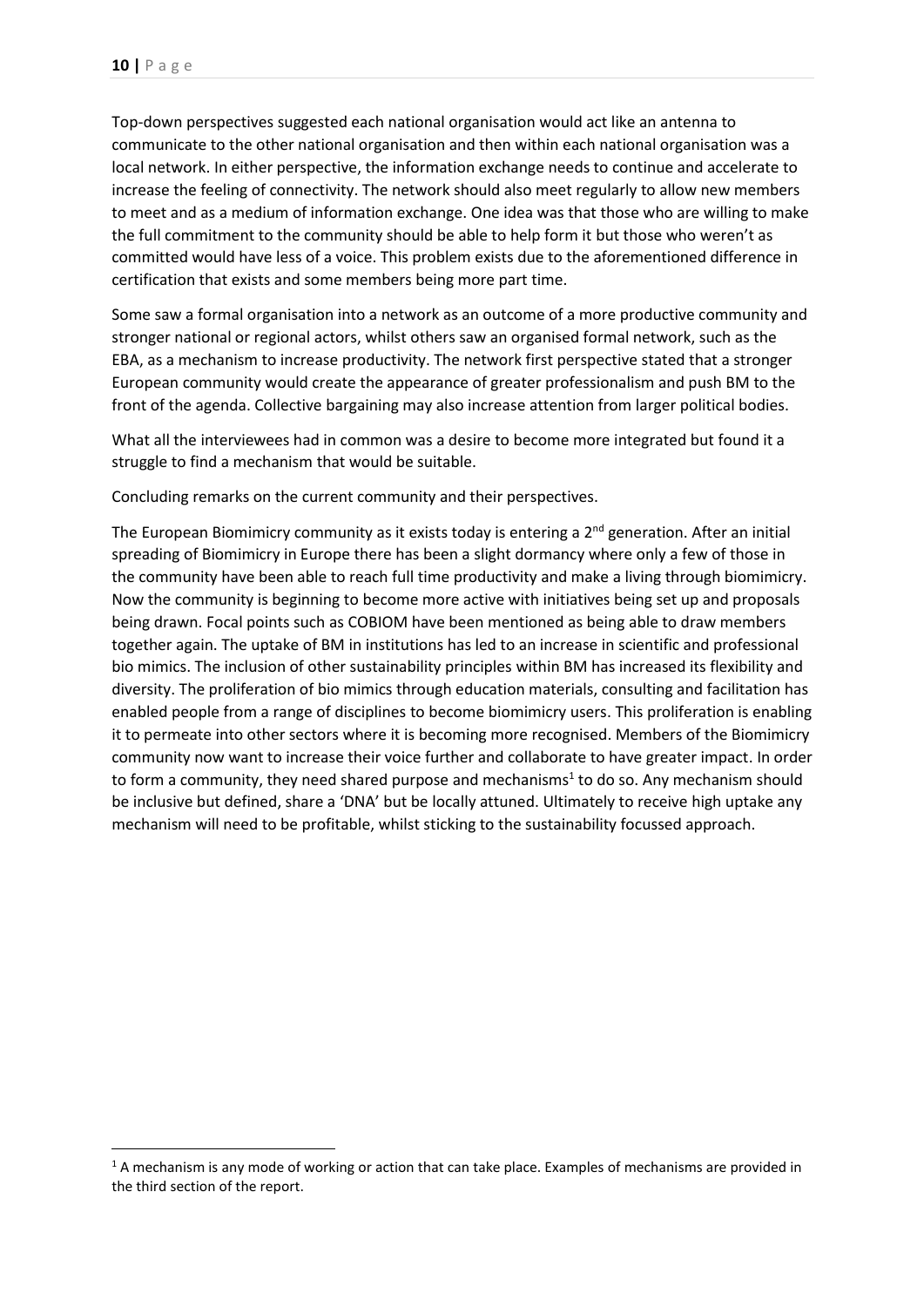Top-down perspectives suggested each national organisation would act like an antenna to communicate to the other national organisation and then within each national organisation was a local network. In either perspective, the information exchange needs to continue and accelerate to increase the feeling of connectivity. The network should also meet regularly to allow new members to meet and as a medium of information exchange. One idea was that those who are willing to make the full commitment to the community should be able to help form it but those who weren't as committed would have less of a voice. This problem exists due to the aforementioned difference in certification that exists and some members being more part time.

Some saw a formal organisation into a network as an outcome of a more productive community and stronger national or regional actors, whilst others saw an organised formal network, such as the EBA, as a mechanism to increase productivity. The network first perspective stated that a stronger European community would create the appearance of greater professionalism and push BM to the front of the agenda. Collective bargaining may also increase attention from larger political bodies.

What all the interviewees had in common was a desire to become more integrated but found it a struggle to find a mechanism that would be suitable.

Concluding remarks on the current community and their perspectives.

The European Biomimicry community as it exists today is entering a 2nd generation. After an initial spreading of Biomimicry in Europe there has been a slight dormancy where only a few of those in the community have been able to reach full time productivity and make a living through biomimicry. Now the community is beginning to become more active with initiatives being set up and proposals being drawn. Focal points such as COBIOM have been mentioned as being able to draw members together again. The uptake of BM in institutions has led to an increase in scientific and professional bio mimics. The inclusion of other sustainability principles within BM has increased its flexibility and diversity. The proliferation of bio mimics through education materials, consulting and facilitation has enabled people from a range of disciplines to become biomimicry users. This proliferation is enabling it to permeate into other sectors where it is becoming more recognised. Members of the Biomimicry community now want to increase their voice further and collaborate to have greater impact. In order to form a community, they need shared purpose and mechanisms[1] to do so. Any mechanism should be inclusive but defined, share a 'DNA' but be locally attuned. Ultimately to receive high uptake any mechanism will need to be profitable, whilst sticking to the sustainability focussed approach.

[1] A mechanism is any mode of working or action that can take place. Examples of mechanisms are provided in the third section of the report.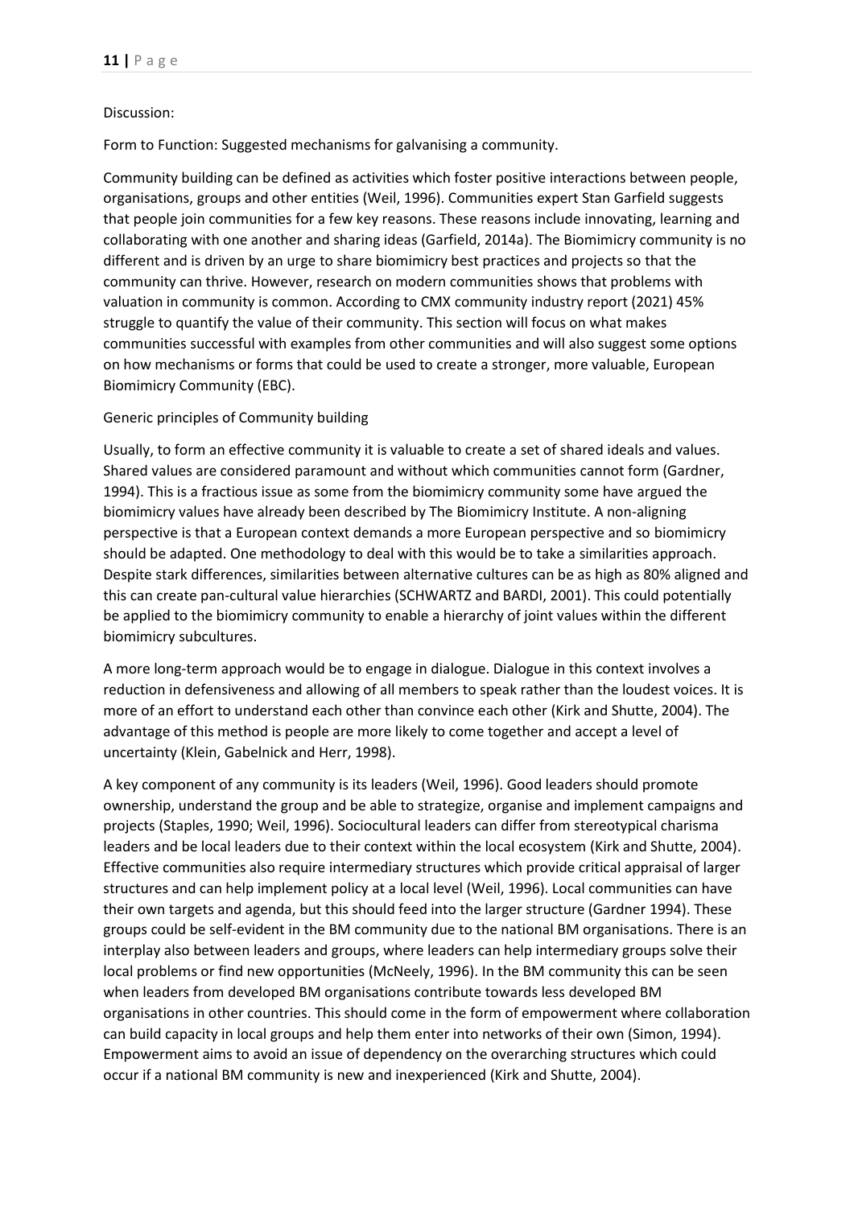Discussion:

Form to Function: Suggested mechanisms for galvanising a community.

Community building can be defined as activities which foster positive interactions between people, organisations, groups and other entities (Weil, 1996). Communities expert Stan Garfield suggests that people join communities for a few key reasons. These reasons include innovating, learning and collaborating with one another and sharing ideas (Garfield, 2014a). The Biomimicry community is no different and is driven by an urge to share biomimicry best practices and projects so that the community can thrive. However, research on modern communities shows that problems with valuation in community is common. According to CMX community industry report (2021) 45% struggle to quantify the value of their community. This section will focus on what makes communities successful with examples from other communities and will also suggest some options on how mechanisms or forms that could be used to create a stronger, more valuable, European Biomimicry Community (EBC).

Generic principles of Community building

Usually, to form an effective community it is valuable to create a set of shared ideals and values. Shared values are considered paramount and without which communities cannot form (Gardner, 1994). This is a fractious issue as some from the biomimicry community some have argued the biomimicry values have already been described by The Biomimicry Institute. A non-aligning perspective is that a European context demands a more European perspective and so biomimicry should be adapted. One methodology to deal with this would be to take a similarities approach. Despite stark differences, similarities between alternative cultures can be as high as 80% aligned and this can create pan-cultural value hierarchies (SCHWARTZ and BARDI, 2001). This could potentially be applied to the biomimicry community to enable a hierarchy of joint values within the different biomimicry subcultures.

A more long-term approach would be to engage in dialogue. Dialogue in this context involves a reduction in defensiveness and allowing of all members to speak rather than the loudest voices. It is more of an effort to understand each other than convince each other (Kirk and Shutte, 2004). The advantage of this method is people are more likely to come together and accept a level of uncertainty (Klein, Gabelnick and Herr, 1998).

A key component of any community is its leaders (Weil, 1996). Good leaders should promote ownership, understand the group and be able to strategize, organise and implement campaigns and projects (Staples, 1990; Weil, 1996). Sociocultural leaders can differ from stereotypical charisma leaders and be local leaders due to their context within the local ecosystem (Kirk and Shutte, 2004). Effective communities also require intermediary structures which provide critical appraisal of larger structures and can help implement policy at a local level (Weil, 1996). Local communities can have their own targets and agenda, but this should feed into the larger structure (Gardner 1994). These groups could be self-evident in the BM community due to the national BM organisations. There is an interplay also between leaders and groups, where leaders can help intermediary groups solve their local problems or find new opportunities (McNeely, 1996). In the BM community this can be seen when leaders from developed BM organisations contribute towards less developed BM organisations in other countries. This should come in the form of empowerment where collaboration can build capacity in local groups and help them enter into networks of their own (Simon, 1994). Empowerment aims to avoid an issue of dependency on the overarching structures which could occur if a national BM community is new and inexperienced (Kirk and Shutte, 2004).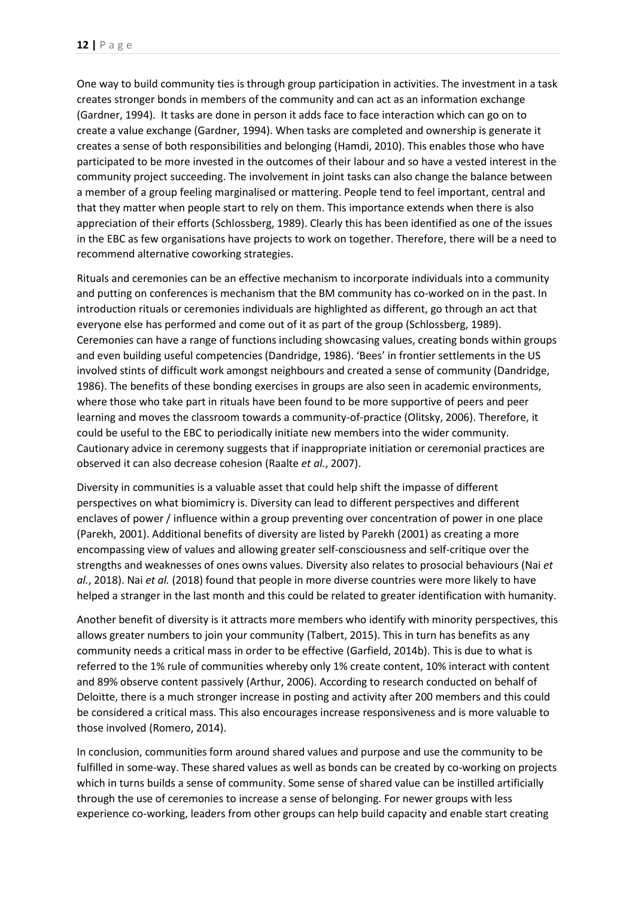One way to build community ties is through group participation in activities. The investment in a task creates stronger bonds in members of the community and can act as an information exchange (Gardner, 1994). It tasks are done in person it adds face to face interaction which can go on to create a value exchange (Gardner, 1994). When tasks are completed and ownership is generate it creates a sense of both responsibilities and belonging (Hamdi, 2010). This enables those who have participated to be more invested in the outcomes of their labour and so have a vested interest in the community project succeeding. The involvement in joint tasks can also change the balance between a member of a group feeling marginalised or mattering. People tend to feel important, central and that they matter when people start to rely on them. This importance extends when there is also appreciation of their efforts (Schlossberg, 1989). Clearly this has been identified as one of the issues in the EBC as few organisations have projects to work on together. Therefore, there will be a need to recommend alternative coworking strategies.

Rituals and ceremonies can be an effective mechanism to incorporate individuals into a community and putting on conferences is mechanism that the BM community has co-worked on in the past. In introduction rituals or ceremonies individuals are highlighted as different, go through an act that everyone else has performed and come out of it as part of the group (Schlossberg, 1989). Ceremonies can have a range of functions including showcasing values, creating bonds within groups and even building useful competencies (Dandridge, 1986). 'Bees' in frontier settlements in the US involved stints of difficult work amongst neighbours and created a sense of community (Dandridge, 1986). The benefits of these bonding exercises in groups are also seen in academic environments, where those who take part in rituals have been found to be more supportive of peers and peer learning and moves the classroom towards a community-of-practice (Olitsky, 2006). Therefore, it could be useful to the EBC to periodically initiate new members into the wider community. Cautionary advice in ceremony suggests that if inappropriate initiation or ceremonial practices are observed it can also decrease cohesion (Raalte *et al.*, 2007).

Diversity in communities is a valuable asset that could help shift the impasse of different perspectives on what biomimicry is. Diversity can lead to different perspectives and different enclaves of power / influence within a group preventing over concentration of power in one place (Parekh, 2001). Additional benefits of diversity are listed by Parekh (2001) as creating a more encompassing view of values and allowing greater self-consciousness and self-critique over the strengths and weaknesses of ones owns values. Diversity also relates to prosocial behaviours (Nai *et al.*, 2018). Nai *et al.* (2018) found that people in more diverse countries were more likely to have helped a stranger in the last month and this could be related to greater identification with humanity.

Another benefit of diversity is it attracts more members who identify with minority perspectives, this allows greater numbers to join your community (Talbert, 2015). This in turn has benefits as any community needs a critical mass in order to be effective (Garfield, 2014b). This is due to what is referred to the 1% rule of communities whereby only 1% create content, 10% interact with content and 89% observe content passively (Arthur, 2006). According to research conducted on behalf of Deloitte, there is a much stronger increase in posting and activity after 200 members and this could be considered a critical mass. This also encourages increase responsiveness and is more valuable to those involved (Romero, 2014).

In conclusion, communities form around shared values and purpose and use the community to be fulfilled in some-way. These shared values as well as bonds can be created by co-working on projects which in turns builds a sense of community. Some sense of shared value can be instilled artificially through the use of ceremonies to increase a sense of belonging. For newer groups with less experience co-working, leaders from other groups can help build capacity and enable start creating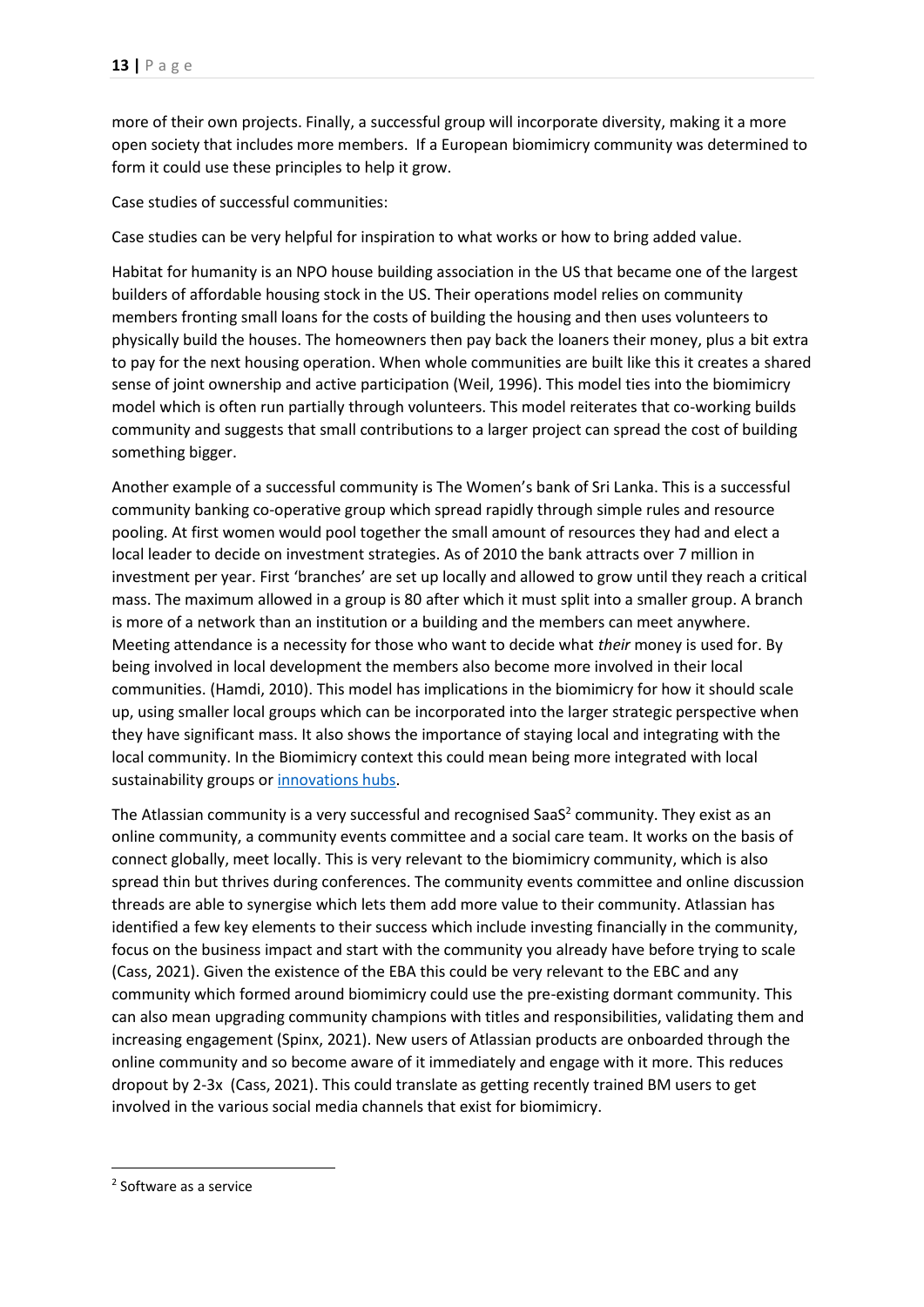more of their own projects. Finally, a successful group will incorporate diversity, making it a more open society that includes more members. If a European biomimicry community was determined to form it could use these principles to help it grow.

Case studies of successful communities:

Case studies can be very helpful for inspiration to what works or how to bring added value.

Habitat for humanity is an NPO house building association in the US that became one of the largest builders of affordable housing stock in the US. Their operations model relies on community members fronting small loans for the costs of building the housing and then uses volunteers to physically build the houses. The homeowners then pay back the loaners their money, plus a bit extra to pay for the next housing operation. When whole communities are built like this it creates a shared sense of joint ownership and active participation (Weil, 1996). This model ties into the biomimicry model which is often run partially through volunteers. This model reiterates that co-working builds community and suggests that small contributions to a larger project can spread the cost of building something bigger.

Another example of a successful community is The Women's bank of Sri Lanka. This is a successful community banking co-operative group which spread rapidly through simple rules and resource pooling. At first women would pool together the small amount of resources they had and elect a local leader to decide on investment strategies. As of 2010 the bank attracts over 7 million in investment per year. First 'branches' are set up locally and allowed to grow until they reach a critical mass. The maximum allowed in a group is 80 after which it must split into a smaller group. A branch is more of a network than an institution or a building and the members can meet anywhere. Meeting attendance is a necessity for those who want to decide what *their* money is used for. By being involved in local development the members also become more involved in their local communities. (Hamdi, 2010). This model has implications in the biomimicry for how it should scale up, using smaller local groups which can be incorporated into the larger strategic perspective when they have significant mass. It also shows the importance of staying local and integrating with the local community. In the Biomimicry context this could mean being more integrated with local sustainability groups or [innovations hubs](innovations hubs).

The Atlassian community is a very successful and recognised SaaS[2] community. They exist as an online community, a community events committee and a social care team. It works on the basis of connect globally, meet locally. This is very relevant to the biomimicry community, which is also spread thin but thrives during conferences. The community events committee and online discussion threads are able to synergise which lets them add more value to their community. Atlassian has identified a few key elements to their success which include investing financially in the community, focus on the business impact and start with the community you already have before trying to scale (Cass, 2021). Given the existence of the EBA this could be very relevant to the EBC and any community which formed around biomimicry could use the pre-existing dormant community. This can also mean upgrading community champions with titles and responsibilities, validating them and increasing engagement (Spinx, 2021). New users of Atlassian products are onboarded through the online community and so become aware of it immediately and engage with it more. This reduces dropout by 2-3x (Cass, 2021). This could translate as getting recently trained BM users to get involved in the various social media channels that exist for biomimicry.

---

[2] Software as a service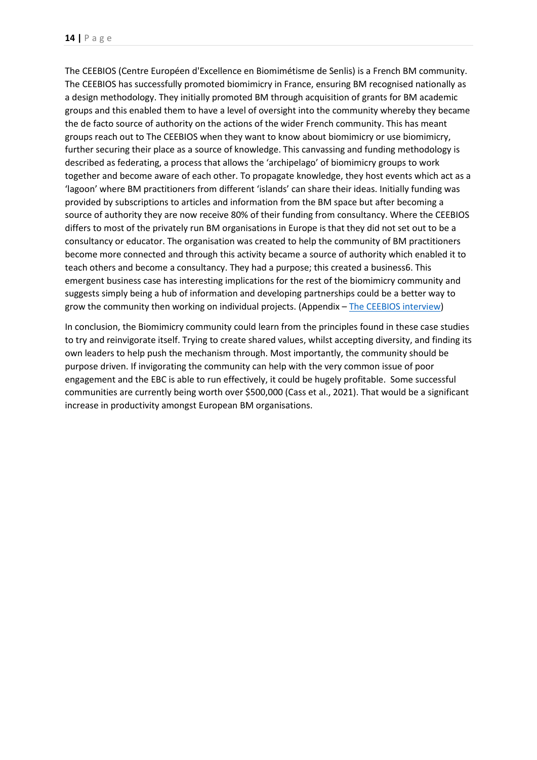The CEEBIOS (Centre Européen d'Excellence en Biomimétisme de Senlis) is a French BM community. The CEEBIOS has successfully promoted biomimicry in France, ensuring BM recognised nationally as a design methodology. They initially promoted BM through acquisition of grants for BM academic groups and this enabled them to have a level of oversight into the community whereby they became the de facto source of authority on the actions of the wider French community. This has meant groups reach out to The CEEBIOS when they want to know about biomimicry or use biomimicry, further securing their place as a source of knowledge. This canvassing and funding methodology is described as federating, a process that allows the 'archipelago' of biomimicry groups to work together and become aware of each other. To propagate knowledge, they host events which act as a 'lagoon' where BM practitioners from different 'islands' can share their ideas. Initially funding was provided by subscriptions to articles and information from the BM space but after becoming a source of authority they are now receive 80% of their funding from consultancy. Where the CEEBIOS differs to most of the privately run BM organisations in Europe is that they did not set out to be a consultancy or educator. The organisation was created to help the community of BM practitioners become more connected and through this activity became a source of authority which enabled it to teach others and become a consultancy. They had a purpose; this created a business6. This emergent business case has interesting implications for the rest of the biomimicry community and suggests simply being a hub of information and developing partnerships could be a better way to grow the community then working on individual projects. (Appendix – [The CEEBIOS interview])

In conclusion, the Biomimicry community could learn from the principles found in these case studies to try and reinvigorate itself. Trying to create shared values, whilst accepting diversity, and finding its own leaders to help push the mechanism through. Most importantly, the community should be purpose driven. If invigorating the community can help with the very common issue of poor engagement and the EBC is able to run effectively, it could be hugely profitable. Some successful communities are currently being worth over $500,000 (Cass et al., 2021). That would be a significant increase in productivity amongst European BM organisations.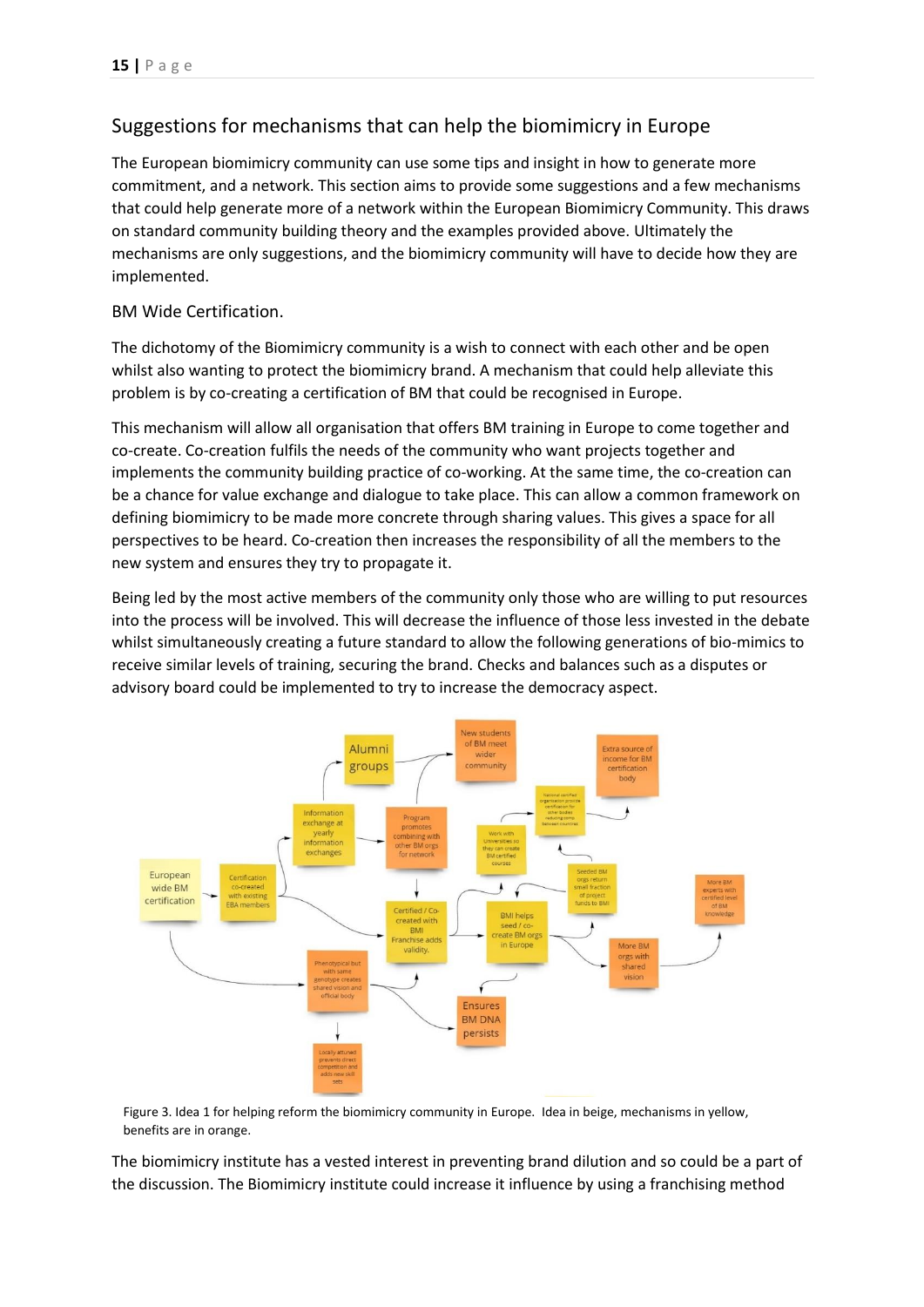## Suggestions for mechanisms that can help the biomimicry in Europe

The European biomimicry community can use some tips and insight in how to generate more commitment, and a network. This section aims to provide some suggestions and a few mechanisms that could help generate more of a network within the European Biomimicry Community. This draws on standard community building theory and the examples provided above. Ultimately the mechanisms are only suggestions, and the biomimicry community will have to decide how they are implemented.

### BM Wide Certification.

The dichotomy of the Biomimicry community is a wish to connect with each other and be open whilst also wanting to protect the biomimicry brand. A mechanism that could help alleviate this problem is by co-creating a certification of BM that could be recognised in Europe.

This mechanism will allow all organisation that offers BM training in Europe to come together and co-create. Co-creation fulfils the needs of the community who want projects together and implements the community building practice of co-working. At the same time, the co-creation can be a chance for value exchange and dialogue to take place. This can allow a common framework on defining biomimicry to be made more concrete through sharing values. This gives a space for all perspectives to be heard. Co-creation then increases the responsibility of all the members to the new system and ensures they try to propagate it.

Being led by the most active members of the community only those who are willing to put resources into the process will be involved. This will decrease the influence of those less invested in the debate whilst simultaneously creating a future standard to allow the following generations of bio-mimics to receive similar levels of training, securing the brand. Checks and balances such as a disputes or advisory board could be implemented to try to increase the democracy aspect.

Figure 3. Idea 1 for helping reform the biomimicry community in Europe. Idea in beige, mechanisms in yellow, benefits are in orange.

The biomimicry institute has a vested interest in preventing brand dilution and so could be a part of the discussion. The Biomimicry institute could increase it influence by using a franchising method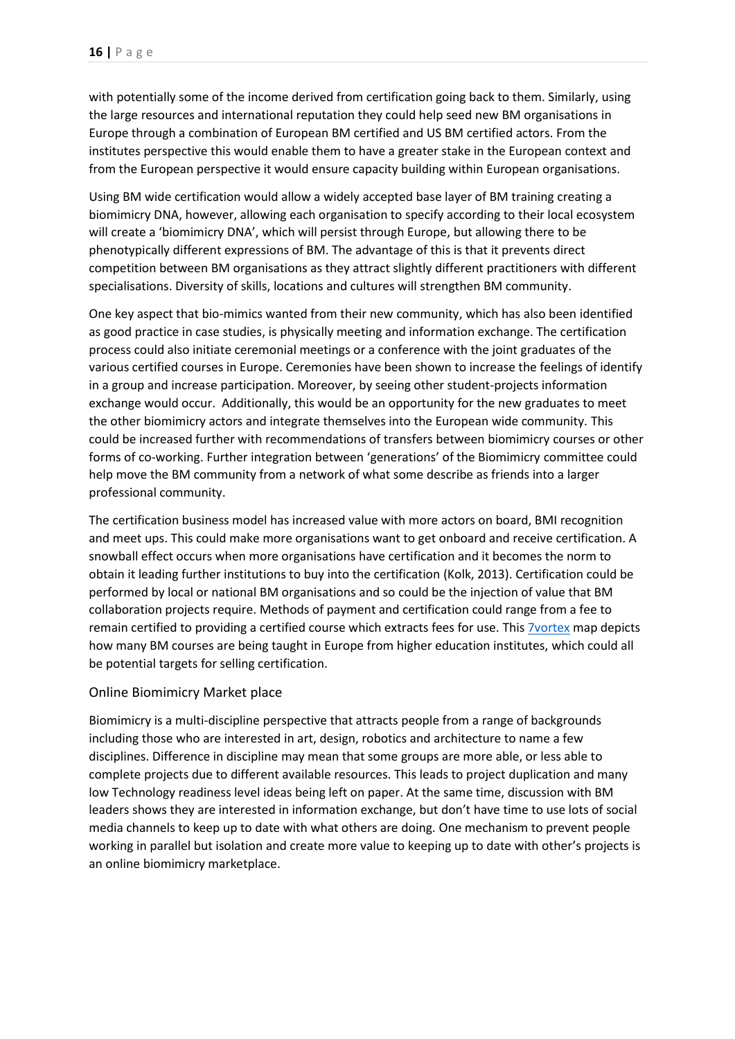with potentially some of the income derived from certification going back to them. Similarly, using the large resources and international reputation they could help seed new BM organisations in Europe through a combination of European BM certified and US BM certified actors. From the institutes perspective this would enable them to have a greater stake in the European context and from the European perspective it would ensure capacity building within European organisations.

Using BM wide certification would allow a widely accepted base layer of BM training creating a biomimicry DNA, however, allowing each organisation to specify according to their local ecosystem will create a 'biomimicry DNA', which will persist through Europe, but allowing there to be phenotypically different expressions of BM. The advantage of this is that it prevents direct competition between BM organisations as they attract slightly different practitioners with different specialisations. Diversity of skills, locations and cultures will strengthen BM community.

One key aspect that bio-mimics wanted from their new community, which has also been identified as good practice in case studies, is physically meeting and information exchange. The certification process could also initiate ceremonial meetings or a conference with the joint graduates of the various certified courses in Europe. Ceremonies have been shown to increase the feelings of identify in a group and increase participation. Moreover, by seeing other student-projects information exchange would occur. Additionally, this would be an opportunity for the new graduates to meet the other biomimicry actors and integrate themselves into the European wide community. This could be increased further with recommendations of transfers between biomimicry courses or other forms of co-working. Further integration between 'generations' of the Biomimicry committee could help move the BM community from a network of what some describe as friends into a larger professional community.

The certification business model has increased value with more actors on board, BMI recognition and meet ups. This could make more organisations want to get onboard and receive certification. A snowball effect occurs when more organisations have certification and it becomes the norm to obtain it leading further institutions to buy into the certification (Kolk, 2013). Certification could be performed by local or national BM organisations and so could be the injection of value that BM collaboration projects require. Methods of payment and certification could range from a fee to remain certified to providing a certified course which extracts fees for use. This 7vortex map depicts how many BM courses are being taught in Europe from higher education institutes, which could all be potential targets for selling certification.

### Online Biomimicry Market place

Biomimicry is a multi-discipline perspective that attracts people from a range of backgrounds including those who are interested in art, design, robotics and architecture to name a few disciplines. Difference in discipline may mean that some groups are more able, or less able to complete projects due to different available resources. This leads to project duplication and many low Technology readiness level ideas being left on paper. At the same time, discussion with BM leaders shows they are interested in information exchange, but don't have time to use lots of social media channels to keep up to date with what others are doing. One mechanism to prevent people working in parallel but isolation and create more value to keeping up to date with other's projects is an online biomimicry marketplace.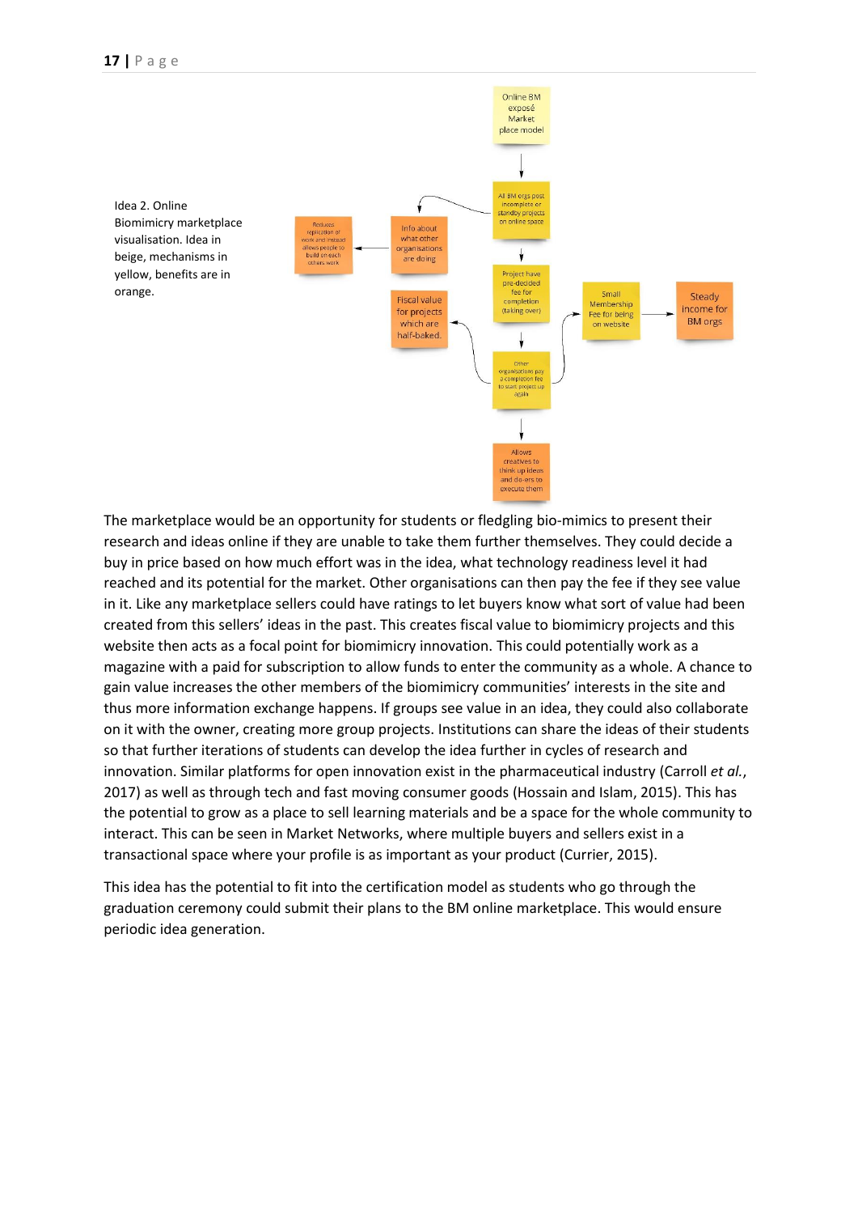Idea 2. Online Biomimicry marketplace visualisation. Idea in beige, mechanisms in yellow, benefits are in orange.

The marketplace would be an opportunity for students or fledgling bio-mimics to present their research and ideas online if they are unable to take them further themselves. They could decide a buy in price based on how much effort was in the idea, what technology readiness level it had reached and its potential for the market. Other organisations can then pay the fee if they see value in it. Like any marketplace sellers could have ratings to let buyers know what sort of value had been created from this sellers' ideas in the past. This creates fiscal value to biomimicry projects and this website then acts as a focal point for biomimicry innovation. This could potentially work as a magazine with a paid for subscription to allow funds to enter the community as a whole. A chance to gain value increases the other members of the biomimicry communities' interests in the site and thus more information exchange happens. If groups see value in an idea, they could also collaborate on it with the owner, creating more group projects. Institutions can share the ideas of their students so that further iterations of students can develop the idea further in cycles of research and innovation. Similar platforms for open innovation exist in the pharmaceutical industry (Carroll *et al.*, 2017) as well as through tech and fast moving consumer goods (Hossain and Islam, 2015). This has the potential to grow as a place to sell learning materials and be a space for the whole community to interact. This can be seen in Market Networks, where multiple buyers and sellers exist in a transactional space where your profile is as important as your product (Currier, 2015).

This idea has the potential to fit into the certification model as students who go through the graduation ceremony could submit their plans to the BM online marketplace. This would ensure periodic idea generation.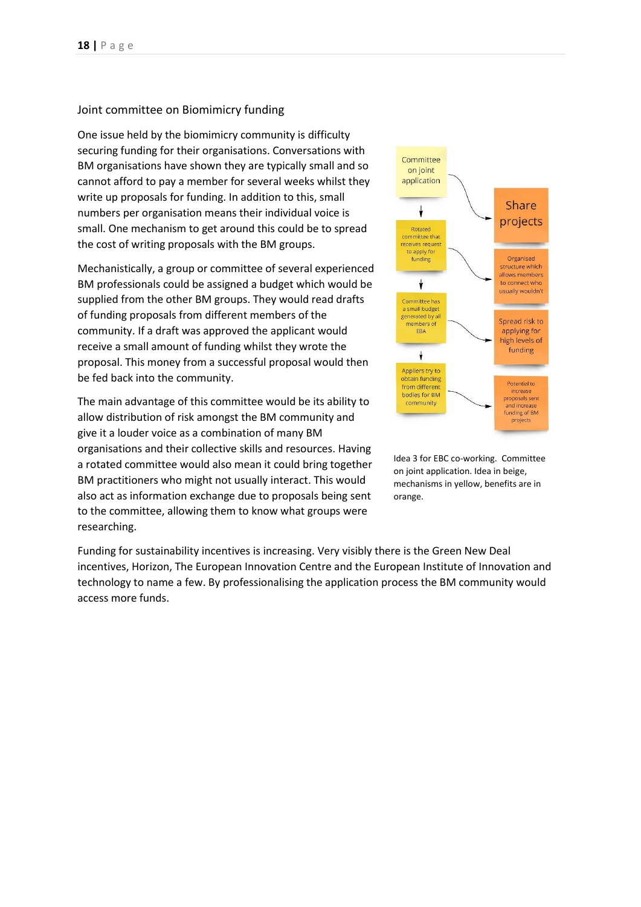## Joint committee on Biomimicry funding

One issue held by the biomimicry community is difficulty securing funding for their organisations. Conversations with BM organisations have shown they are typically small and so cannot afford to pay a member for several weeks whilst they write up proposals for funding. In addition to this, small numbers per organisation means their individual voice is small. One mechanism to get around this could be to spread the cost of writing proposals with the BM groups.

Mechanistically, a group or committee of several experienced BM professionals could be assigned a budget which would be supplied from the other BM groups. They would read drafts of funding proposals from different members of the community. If a draft was approved the applicant would receive a small amount of funding whilst they wrote the proposal. This money from a successful proposal would then be fed back into the community.

The main advantage of this committee would be its ability to allow distribution of risk amongst the BM community and give it a louder voice as a combination of many BM organisations and their collective skills and resources. Having a rotated committee would also mean it could bring together BM practitioners who might not usually interact. This would also act as information exchange due to proposals being sent to the committee, allowing them to know what groups were researching.

Committee on joint application

Rotated committee that receives request to apply for funding

Committee has a small budget generated by all members of EBA

Appliers try to obtain funding from different bodies for BM community

Share projects

Organised structure which allows members to connect who usually wouldn't

Spread risk to applying for high levels of funding

Potential to increase proposals sent and increase funding of BM projects

Idea 3 for EBC co-working. Committee on joint application. Idea in beige, mechanisms in yellow, benefits are in orange.

Funding for sustainability incentives is increasing. Very visibly there is the Green New Deal incentives, Horizon, The European Innovation Centre and the European Institute of Innovation and technology to name a few. By professionalising the application process the BM community would access more funds.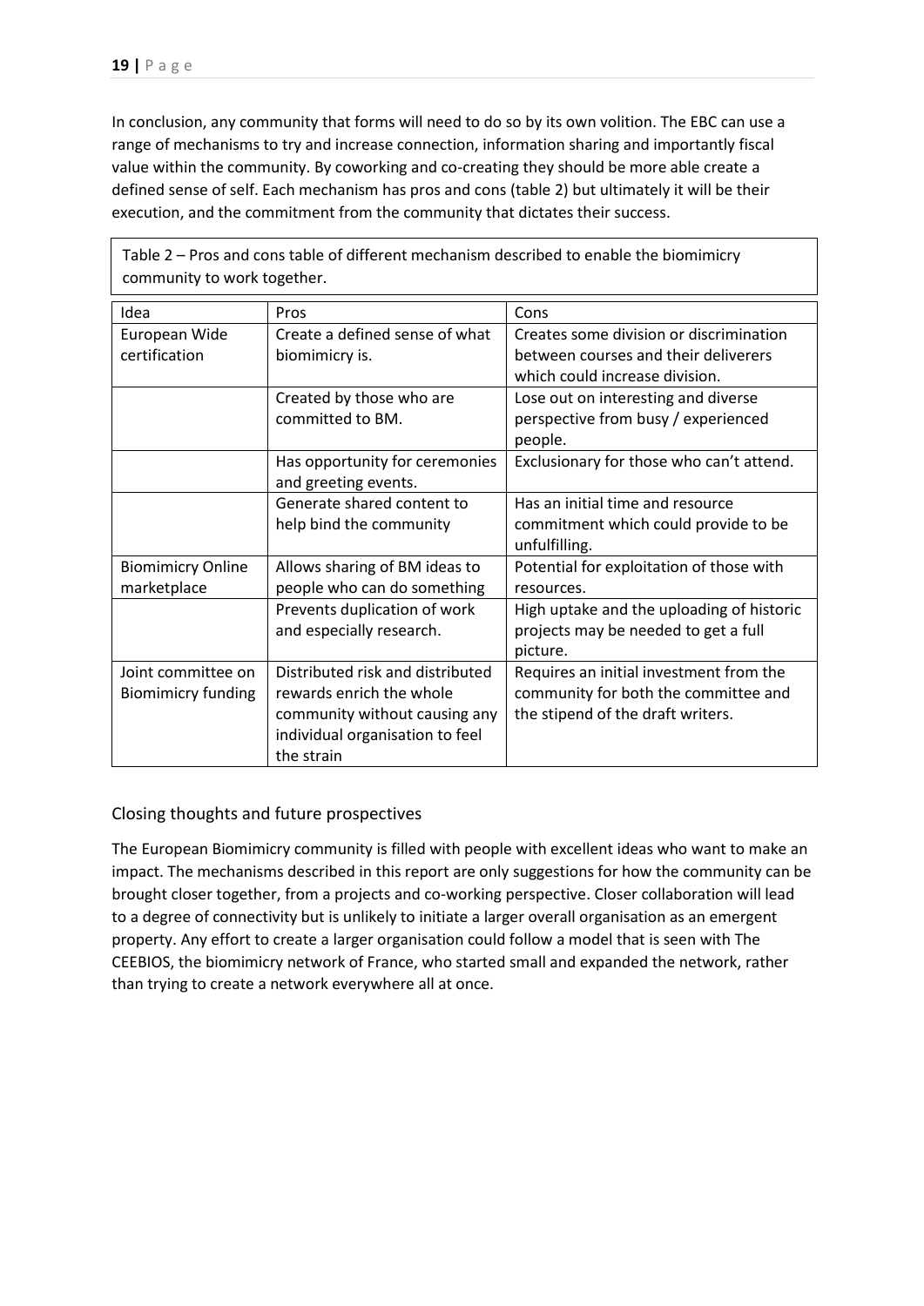In conclusion, any community that forms will need to do so by its own volition. The EBC can use a range of mechanisms to try and increase connection, information sharing and importantly fiscal value within the community. By coworking and co-creating they should be more able create a defined sense of self. Each mechanism has pros and cons (table 2) but ultimately it will be their execution, and the commitment from the community that dictates their success.

Table 2 – Pros and cons table of different mechanism described to enable the biomimicry community to work together.

| Idea | Pros | Cons |
|---|---|---|
| European Wide certification | Create a defined sense of what biomimicry is. | Creates some division or discrimination between courses and their deliverers which could increase division. |
| | Created by those who are committed to BM. | Lose out on interesting and diverse perspective from busy / experienced people. |
| | Has opportunity for ceremonies and greeting events. | Exclusionary for those who can't attend. |
| | Generate shared content to help bind the community | Has an initial time and resource commitment which could provide to be unfulfilling. |
| Biomimicry Online marketplace | Allows sharing of BM ideas to people who can do something | Potential for exploitation of those with resources. |
| | Prevents duplication of work and especially research. | High uptake and the uploading of historic projects may be needed to get a full picture. |
| Joint committee on Biomimicry funding | Distributed risk and distributed rewards enrich the whole community without causing any individual organisation to feel the strain | Requires an initial investment from the community for both the committee and the stipend of the draft writers. |

## Closing thoughts and future prospectives

The European Biomimicry community is filled with people with excellent ideas who want to make an impact. The mechanisms described in this report are only suggestions for how the community can be brought closer together, from a projects and co-working perspective. Closer collaboration will lead to a degree of connectivity but is unlikely to initiate a larger overall organisation as an emergent property. Any effort to create a larger organisation could follow a model that is seen with The CEEBIOS, the biomimicry network of France, who started small and expanded the network, rather than trying to create a network everywhere all at once.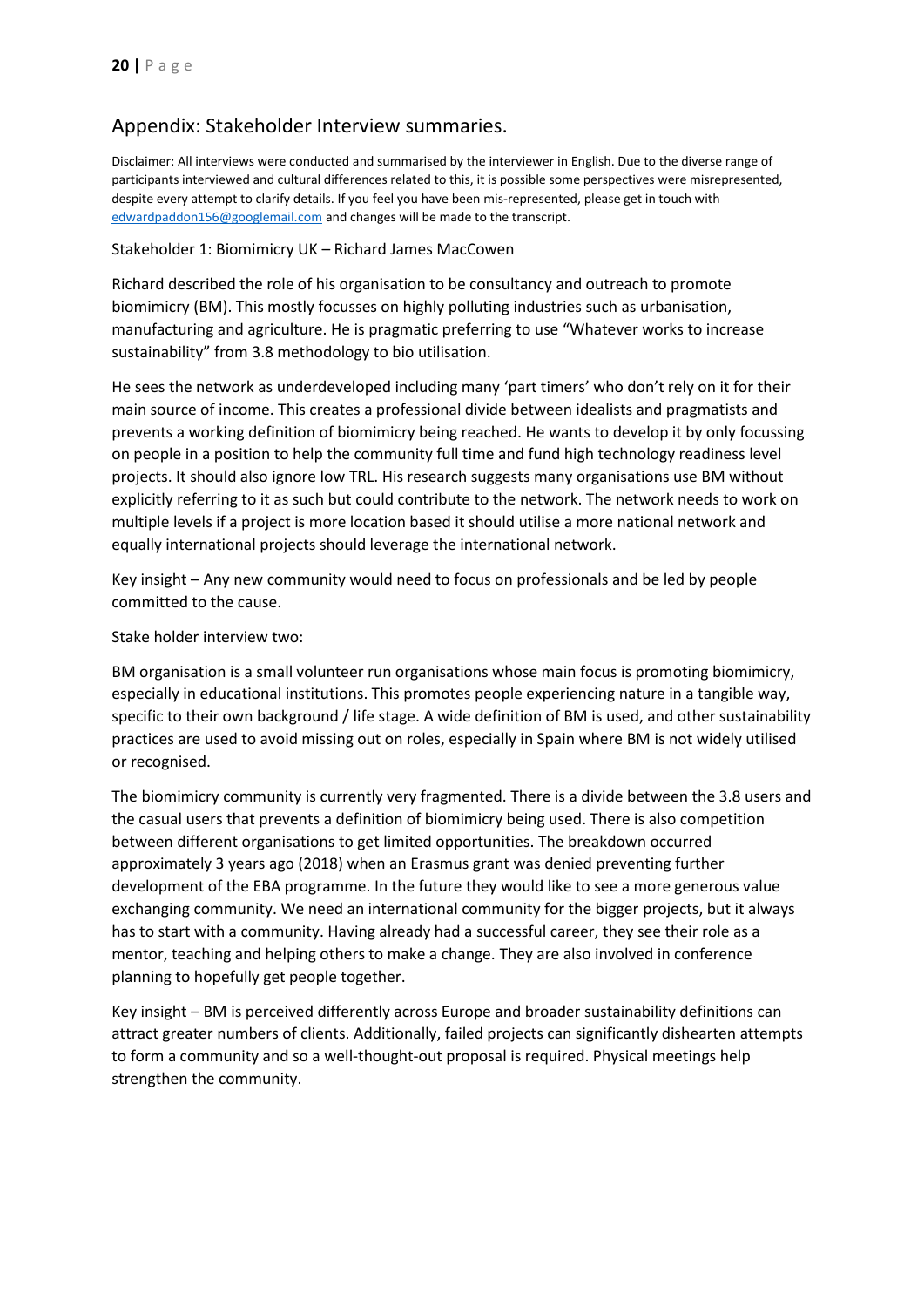## Appendix: Stakeholder Interview summaries.

Disclaimer: All interviews were conducted and summarised by the interviewer in English. Due to the diverse range of participants interviewed and cultural differences related to this, it is possible some perspectives were misrepresented, despite every attempt to clarify details. If you feel you have been mis-represented, please get in touch with edwardpaddon156@googlemail.com and changes will be made to the transcript.

Stakeholder 1: Biomimicry UK – Richard James MacCowen

Richard described the role of his organisation to be consultancy and outreach to promote biomimicry (BM). This mostly focusses on highly polluting industries such as urbanisation, manufacturing and agriculture. He is pragmatic preferring to use "Whatever works to increase sustainability" from 3.8 methodology to bio utilisation.

He sees the network as underdeveloped including many 'part timers' who don't rely on it for their main source of income. This creates a professional divide between idealists and pragmatists and prevents a working definition of biomimicry being reached. He wants to develop it by only focussing on people in a position to help the community full time and fund high technology readiness level projects. It should also ignore low TRL. His research suggests many organisations use BM without explicitly referring to it as such but could contribute to the network. The network needs to work on multiple levels if a project is more location based it should utilise a more national network and equally international projects should leverage the international network.

Key insight – Any new community would need to focus on professionals and be led by people committed to the cause.

Stake holder interview two:

BM organisation is a small volunteer run organisations whose main focus is promoting biomimicry, especially in educational institutions. This promotes people experiencing nature in a tangible way, specific to their own background / life stage. A wide definition of BM is used, and other sustainability practices are used to avoid missing out on roles, especially in Spain where BM is not widely utilised or recognised.

The biomimicry community is currently very fragmented. There is a divide between the 3.8 users and the casual users that prevents a definition of biomimicry being used. There is also competition between different organisations to get limited opportunities. The breakdown occurred approximately 3 years ago (2018) when an Erasmus grant was denied preventing further development of the EBA programme. In the future they would like to see a more generous value exchanging community. We need an international community for the bigger projects, but it always has to start with a community. Having already had a successful career, they see their role as a mentor, teaching and helping others to make a change. They also involved in conference planning to hopefully get people together.

Key insight – BM is perceived differently across Europe and broader sustainability definitions can attract greater numbers of clients. Additionally, failed projects can significantly dishearten attempts to form a community and so a well-thought-out proposal is required. Physical meetings help strengthen the community.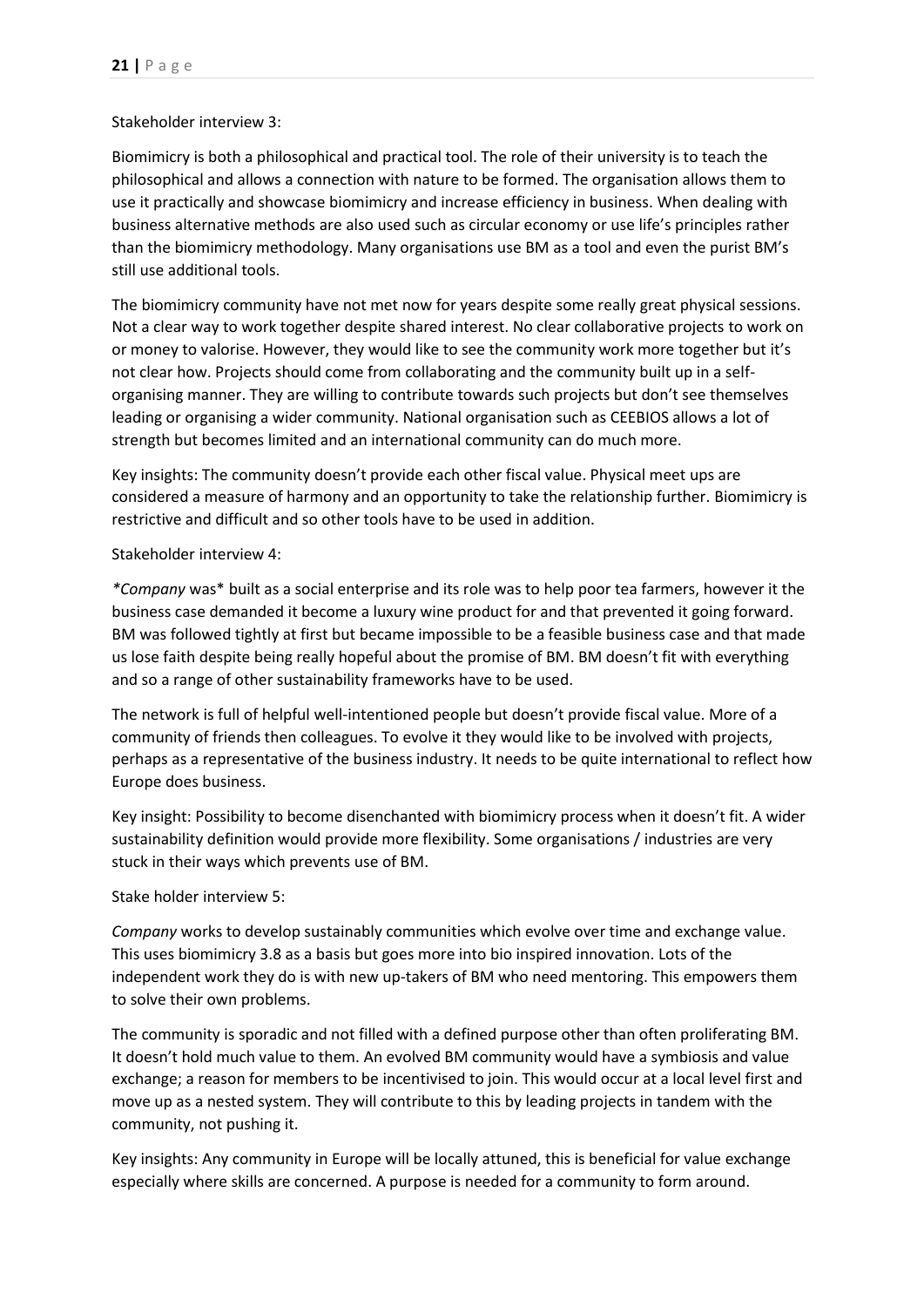Stakeholder interview 3:

Biomimicry is both a philosophical and practical tool. The role of their university is to teach the philosophical and allows a connection with nature to be formed. The organisation allows them to use it practically and showcase biomimicry and increase efficiency in business. When dealing with business alternative methods are also used such as circular economy or use life's principles rather than the biomimicry methodology. Many organisations use BM as a tool and even the purist BM's still use additional tools.

The biomimicry community have not met now for years despite some really great physical sessions. Not a clear way to work together despite shared interest. No clear collaborative projects to work on or money to valorise. However, they would like to see the community work more together but it's not clear how. Projects should come from collaborating and the community built up in a self-organising manner. They are willing to contribute towards such projects but don't see themselves leading or organising a wider community. National organisation such as CEEBIOS allows a lot of strength but becomes limited and an international community can do much more.

Key insights: The community doesn't provide each other fiscal value. Physical meet ups are considered a measure of harmony and an opportunity to take the relationship further. Biomimicry is restrictive and difficult and so other tools have to be used in addition.

Stakeholder interview 4:

*\*Company* was\* built as a social enterprise and its role was to help poor tea farmers, however it the business case demanded it become a luxury wine product for and that prevented it going forward. BM was followed tightly at first but became impossible to be a feasible business case and that made us lose faith despite being really hopeful about the promise of BM. BM doesn't fit with everything and so a range of other sustainability frameworks have to be used.

The network is full of helpful well-intentioned people but doesn't provide fiscal value. More of a community of friends then colleagues. To evolve it they would like to be involved with projects, perhaps as a representative of the business industry. It needs to be quite international to reflect how Europe does business.

Key insight: Possibility to become disenchanted with biomimicry process when it doesn't fit. A wider sustainability definition would provide more flexibility. Some organisations / industries are very stuck in their ways which prevents use of BM.

Stake holder interview 5:

*Company* works to develop sustainably communities which evolve over time and exchange value. This uses biomimicry 3.8 as a basis but goes more into bio inspired innovation. Lots of the independent work they do is with new up-takers of BM who need mentoring. This empowers them to solve their own problems.

The community is sporadic and not filled with a defined purpose other than often proliferating BM. It doesn't hold much value to them. An evolved BM community would have a symbiosis and value exchange; a reason for members to be incentivised to join. This would occur at a local level first and move up as a nested system. They will contribute to this by leading projects in tandem with the community, not pushing it.

Key insights: Any community in Europe will be locally attuned, this is beneficial for value exchange especially where skills are concerned. A purpose is needed for a community to form around.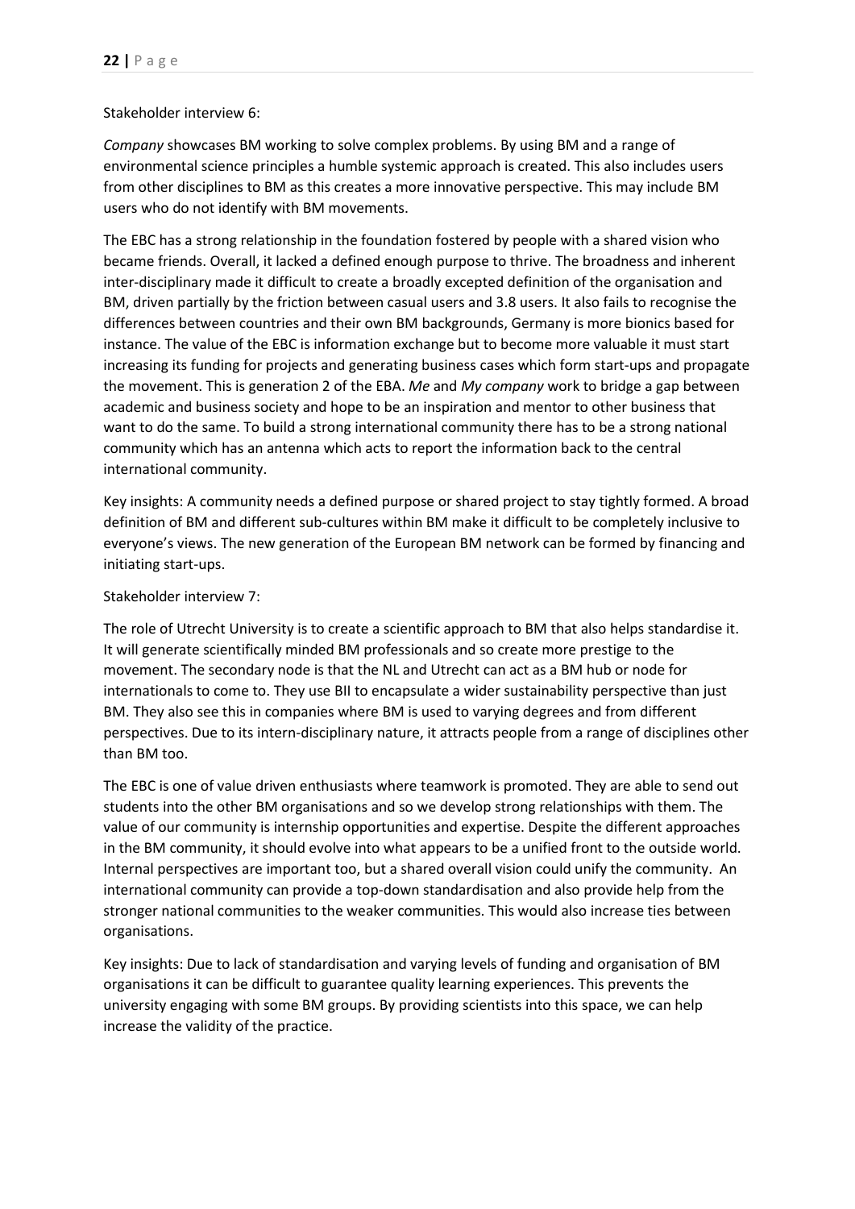Stakeholder interview 6:

*Company* showcases BM working to solve complex problems. By using BM and a range of environmental science principles a humble systemic approach is created. This also includes users from other disciplines to BM as this creates a more innovative perspective. This may include BM users who do not identify with BM movements.

The EBC has a strong relationship in the foundation fostered by people with a shared vision who became friends. Overall, it lacked a defined enough purpose to thrive. The broadness and inherent inter-disciplinary made it difficult to create a broadly excepted definition of the organisation and BM, driven partially by the friction between casual users and 3.8 users. It also fails to recognise the differences between countries and their own BM backgrounds, Germany is more bionics based for instance. The value of the EBC is information exchange but to become more valuable it must start increasing its funding for projects and generating business cases which form start-ups and propagate the movement. This is generation 2 of the EBA. *Me* and *My company* work to bridge a gap between academic and business society and hope to be an inspiration and mentor to other business that want to do the same. To build a strong international community there has to be a strong national community which has an antenna which acts to report the information back to the central international community.

Key insights: A community needs a defined purpose or shared project to stay tightly formed. A broad definition of BM and different sub-cultures within BM make it difficult to be completely inclusive to everyone's views. The new generation of the European BM network can be formed by financing and initiating start-ups.

Stakeholder interview 7:

The role of Utrecht University is to create a scientific approach to BM that also helps standardise it. It will generate scientifically minded BM professionals and so create more prestige to the movement. The secondary node is that the NL and Utrecht can act as a BM hub or node for internationals to come to. They use BII to encapsulate a wider sustainability perspective than just BM. They also see this in companies where BM is used to varying degrees and from different perspectives. Due to its intern-disciplinary nature, it attracts people from a range of disciplines other than BM too.

The EBC is one of value driven enthusiasts where teamwork is promoted. They are able to send out students into the other BM organisations and so we develop strong relationships with them. The value of our community is internship opportunities and expertise. Despite the different approaches in the BM community, it should evolve into what appears to be a unified front to the outside world. Internal perspectives are important too, but a shared overall vision could unify the community. An international community can provide a top-down standardisation and also provide help from the stronger national communities to the weaker communities. This would also increase ties between organisations.

Key insights: Due to lack of standardisation and varying levels of funding and organisation of BM organisations it can be difficult to guarantee quality learning experiences. This prevents the university engaging with some BM groups. By providing scientists into this space, we can help increase the validity of the practice.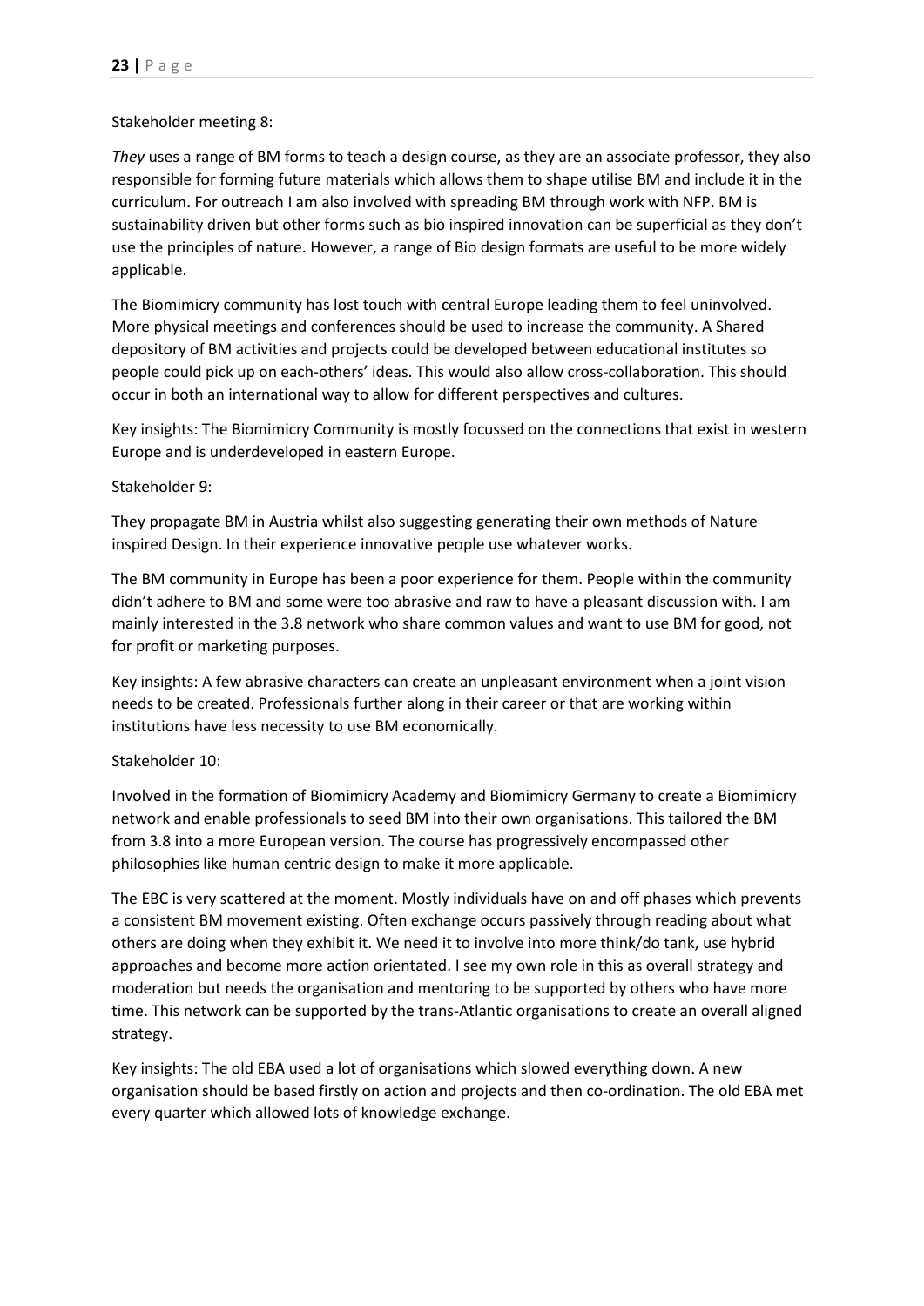Stakeholder meeting 8:

*They* uses a range of BM forms to teach a design course, as they are an associate professor, they also responsible for forming future materials which allows them to shape utilise BM and include it in the curriculum. For outreach I am also involved with spreading BM through work with NFP. BM is sustainability driven but other forms such as bio inspired innovation can be superficial as they don't use the principles of nature. However, a range of Bio design formats are useful to be more widely applicable.

The Biomimicry community has lost touch with central Europe leading them to feel uninvolved. More physical meetings and conferences should be used to increase the community. A Shared depository of BM activities and projects could be developed between educational institutes so people could pick up on each-others' ideas. This would also allow cross-collaboration. This should occur in both an international way to allow for different perspectives and cultures.

Key insights: The Biomimicry Community is mostly focussed on the connections that exist in western Europe and is underdeveloped in eastern Europe.

Stakeholder 9:

They propagate BM in Austria whilst also suggesting generating their own methods of Nature inspired Design. In their experience innovative people use whatever works.

The BM community in Europe has been a poor experience for them. People within the community didn't adhere to BM and some were too abrasive and raw to have a pleasant discussion with. I am mainly interested in the 3.8 network who share common values and want to use BM for good, not for profit or marketing purposes.

Key insights: A few abrasive characters can create an unpleasant environment when a joint vision needs to be created. Professionals further along in their career or that are working within institutions have less necessity to use BM economically.

Stakeholder 10:

Involved in the formation of Biomimicry Academy and Biomimicry Germany to create a Biomimicry network and enable professionals to seed BM into their own organisations. This tailored the BM from 3.8 into a more European version. The course has progressively encompassed other philosophies like human centric design to make it more applicable.

The EBC is very scattered at the moment. Mostly individuals have on and off phases which prevents a consistent BM movement existing. Often exchange occurs passively through reading about what others are doing when they exhibit it. We need it to involve into more think/do tank, use hybrid approaches and become more action orientated. I see my own role in this as overall strategy and moderation but needs the organisation and mentoring to be supported by others who have more time. This network can be supported by the trans-Atlantic organisations to create an overall aligned strategy.

Key insights: The old EBA used a lot of organisations which slowed everything down. A new organisation should be based firstly on action and projects and then co-ordination. The old EBA met every quarter which allowed lots of knowledge exchange.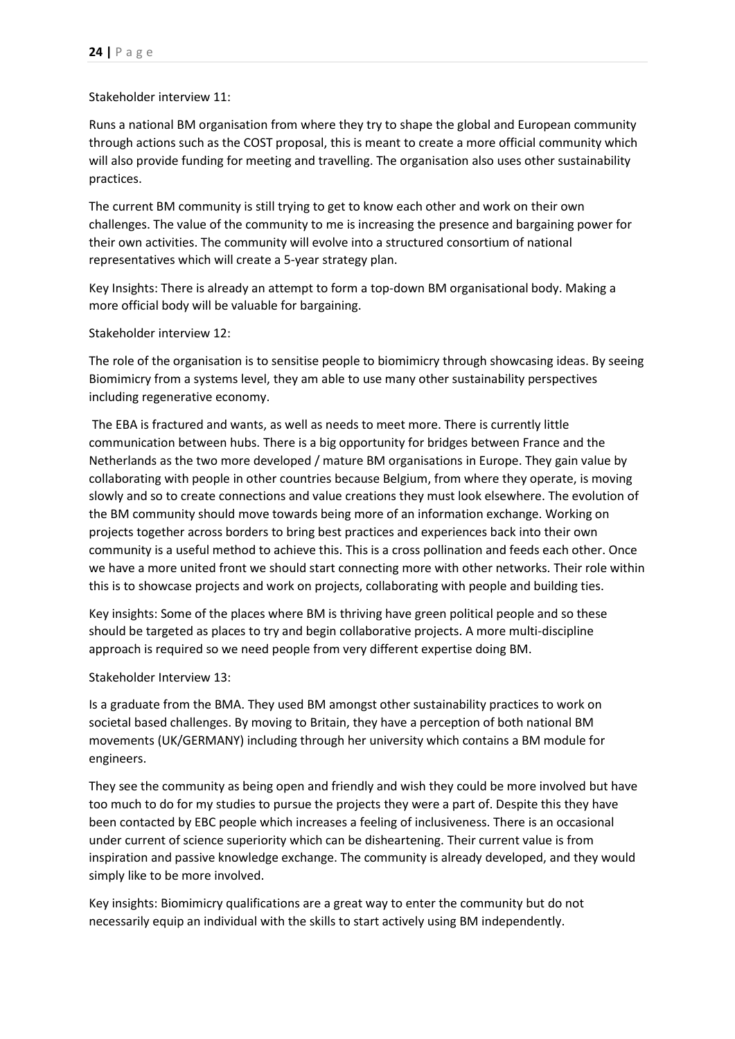Stakeholder interview 11:

Runs a national BM organisation from where they try to shape the global and European community through actions such as the COST proposal, this is meant to create a more official community which will also provide funding for meeting and travelling. The organisation also uses other sustainability practices.

The current BM community is still trying to get to know each other and work on their own challenges. The value of the community to me is increasing the presence and bargaining power for their own activities. The community will evolve into a structured consortium of national representatives which will create a 5-year strategy plan.

Key Insights: There is already an attempt to form a top-down BM organisational body. Making a more official body will be valuable for bargaining.

Stakeholder interview 12:

The role of the organisation is to sensitise people to biomimicry through showcasing ideas. By seeing Biomimicry from a systems level, they am able to use many other sustainability perspectives including regenerative economy.

The EBA is fractured and wants, as well as needs to meet more. There is currently little communication between hubs. There is a big opportunity for bridges between France and the Netherlands as the two more developed / mature BM organisations in Europe. They gain value by collaborating with people in other countries because Belgium, from where they operate, is moving slowly and so to create connections and value creations they must look elsewhere. The evolution of the BM community should move towards being more of an information exchange. Working on projects together across borders to bring best practices and experiences back into their own community is a useful method to achieve this. This is a cross pollination and feeds each other. Once we have a more united front we should start connecting more with other networks. Their role within this is to showcase projects and work on projects, collaborating with people and building ties.

Key insights: Some of the places where BM is thriving have green political people and so these should be targeted as places to try and begin collaborative projects. A more multi-discipline approach is required so we need people from very different expertise doing BM.

Stakeholder Interview 13:

Is a graduate from the BMA. They used BM amongst other sustainability practices to work on societal based challenges. By moving to Britain, they have a perception of both national BM movements (UK/GERMANY) including through her university which contains a BM module for engineers.

They see the community as being open and friendly and wish they could be more involved but have too much to do for my studies to pursue the projects they were a part of. Despite this they have been contacted by EBC people which increases a feeling of inclusiveness. There is an occasional under current of science superiority which can be disheartening. Their current value is from inspiration and passive knowledge exchange. The community is already developed, and they would simply like to be more involved.

Key insights: Biomimicry qualifications are a great way to enter the community but do not necessarily equip an individual with the skills to start actively using BM independently.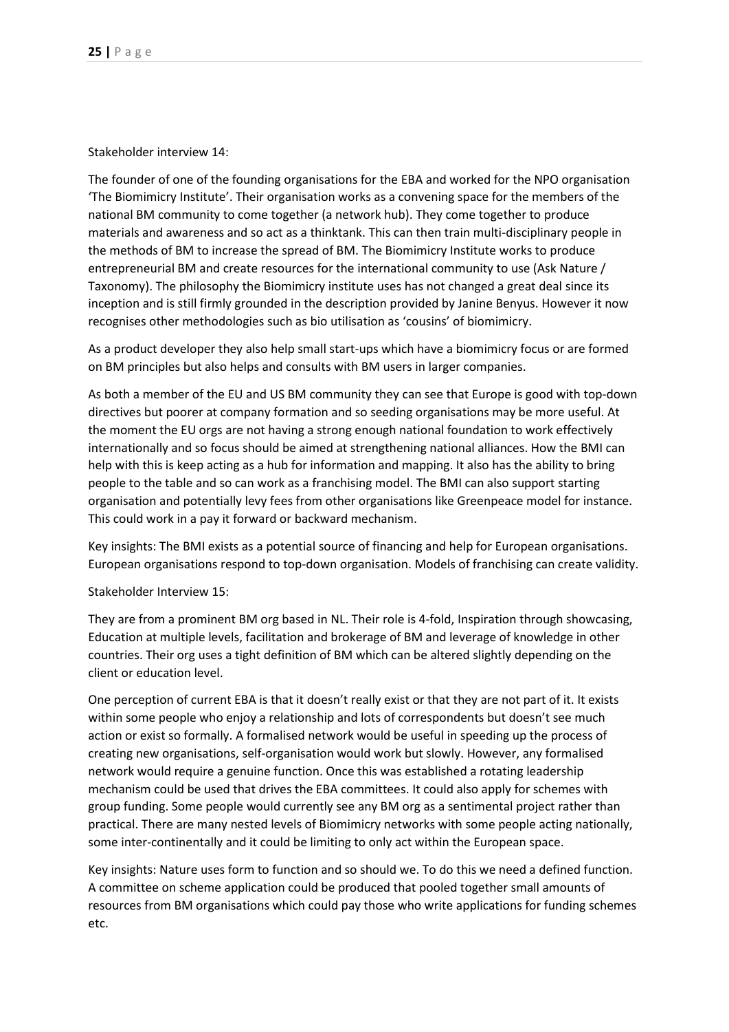Stakeholder interview 14:

The founder of one of the founding organisations for the EBA and worked for the NPO organisation 'The Biomimicry Institute'. Their organisation works as a convening space for the members of the national BM community to come together (a network hub). They come together to produce materials and awareness and so act as a thinktank. This can then train multi-disciplinary people in the methods of BM to increase the spread of BM. The Biomimicry Institute works to produce entrepreneurial BM and create resources for the international community to use (Ask Nature / Taxonomy). The philosophy the Biomimicry institute uses has not changed a great deal since its inception and is still firmly grounded in the description provided by Janine Benyus. However it now recognises other methodologies such as bio utilisation as 'cousins' of biomimicry.

As a product developer they also help small start-ups which have a biomimicry focus or are formed on BM principles but also helps and consults with BM users in larger companies.

As both a member of the EU and US BM community they can see that Europe is good with top-down directives but poorer at company formation and so seeding organisations may be more useful. At the moment the EU orgs are not having a strong enough national foundation to work effectively internationally and so focus should be aimed at strengthening national alliances. How the BMI can help with this is keep acting as a hub for information and mapping. It also has the ability to bring people to the table and so can work as a franchising model. The BMI can also support starting organisation and potentially levy fees from other organisations like Greenpeace model for instance. This could work in a pay it forward or backward mechanism.

Key insights: The BMI exists as a potential source of financing and help for European organisations. European organisations respond to top-down organisation. Models of franchising can create validity.

Stakeholder Interview 15:

They are from a prominent BM org based in NL. Their role is 4-fold, Inspiration through showcasing, Education at multiple levels, facilitation and brokerage of BM and leverage of knowledge in other countries. Their org uses a tight definition of BM which can be altered slightly depending on the client or education level.

One perception of current EBA is that it doesn't really exist or that they are not part of it. It exists within some people who enjoy a relationship and lots of correspondents but doesn't see much action or exist so formally. A formalised network would be useful in speeding up the process of creating new organisations, self-organisation would work but slowly. However, any formalised network would require a genuine function. Once this was established a rotating leadership mechanism could be used that drives the EBA committees. It could also apply for schemes with group funding. Some people would currently see any BM org as a sentimental project rather than practical. There are many nested levels of Biomimicry networks with some people acting nationally, some inter-continentally and it could be limiting to only act within the European space.

Key insights: Nature uses form to function and so should we. To do this we need a defined function. A committee on scheme application could be produced that pooled together small amounts of resources from BM organisations which could pay those who write applications for funding schemes etc.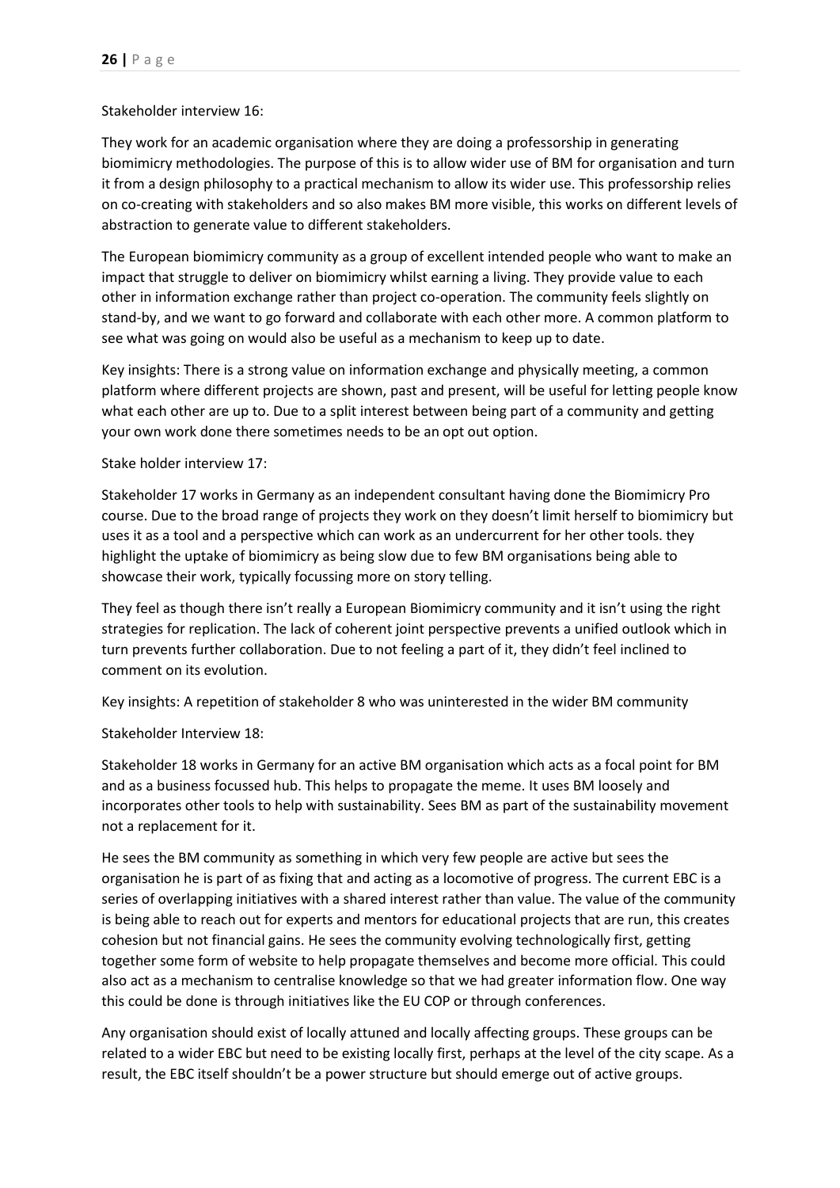Stakeholder interview 16:

They work for an academic organisation where they are doing a professorship in generating biomimicry methodologies. The purpose of this is to allow wider use of BM for organisation and turn it from a design philosophy to a practical mechanism to allow its wider use. This professorship relies on co-creating with stakeholders and so also makes BM more visible, this works on different levels of abstraction to generate value to different stakeholders.

The European biomimicry community as a group of excellent intended people who want to make an impact that struggle to deliver on biomimicry whilst earning a living. They provide value to each other in information exchange rather than project co-operation. The community feels slightly on stand-by, and we want to go forward and collaborate with each other more. A common platform to see what was going on would also be useful as a mechanism to keep up to date.

Key insights: There is a strong value on information exchange and physically meeting, a common platform where different projects are shown, past and present, will be useful for letting people know what each other are up to. Due to a split interest between being part of a community and getting your own work done there sometimes needs to be an opt out option.

Stake holder interview 17:

Stakeholder 17 works in Germany as an independent consultant having done the Biomimicry Pro course. Due to the broad range of projects they work on they doesn't limit herself to biomimicry but uses it as a tool and a perspective which can work as an undercurrent for her other tools. they highlight the uptake of biomimicry as being slow due to few BM organisations being able to showcase their work, typically focussing more on story telling.

They feel as though there isn't really a European Biomimicry community and it isn't using the right strategies for replication. The lack of coherent joint perspective prevents a unified outlook which in turn prevents further collaboration. Due to not feeling a part of it, they didn't feel inclined to comment on its evolution.

Key insights: A repetition of stakeholder 8 who was uninterested in the wider BM community

Stakeholder Interview 18:

Stakeholder 18 works in Germany for an active BM organisation which acts as a focal point for BM and as a business focussed hub. This helps to propagate the meme. It uses BM loosely and incorporates other tools to help with sustainability. Sees BM as part of the sustainability movement not a replacement for it.

He sees the BM community as something in which very few people are active but sees the organisation he is part of as fixing that and acting as a locomotive of progress. The current EBC is a series of overlapping initiatives with a shared interest rather than value. The value of the community is being able to reach out for experts and mentors for educational projects that are run, this creates cohesion but not financial gains. He sees the community evolving technologically first, getting together some form of website to help propagate themselves and become more official. This could also act as a mechanism to centralise knowledge so that we had greater information flow. One way this could be done is through initiatives like the EU COP or through conferences.

Any organisation should exist of locally attuned and locally affecting groups. These groups can be related to a wider EBC but need to be existing locally first, perhaps at the level of the city scape. As a result, the EBC itself shouldn't be a power structure but should emerge out of active groups.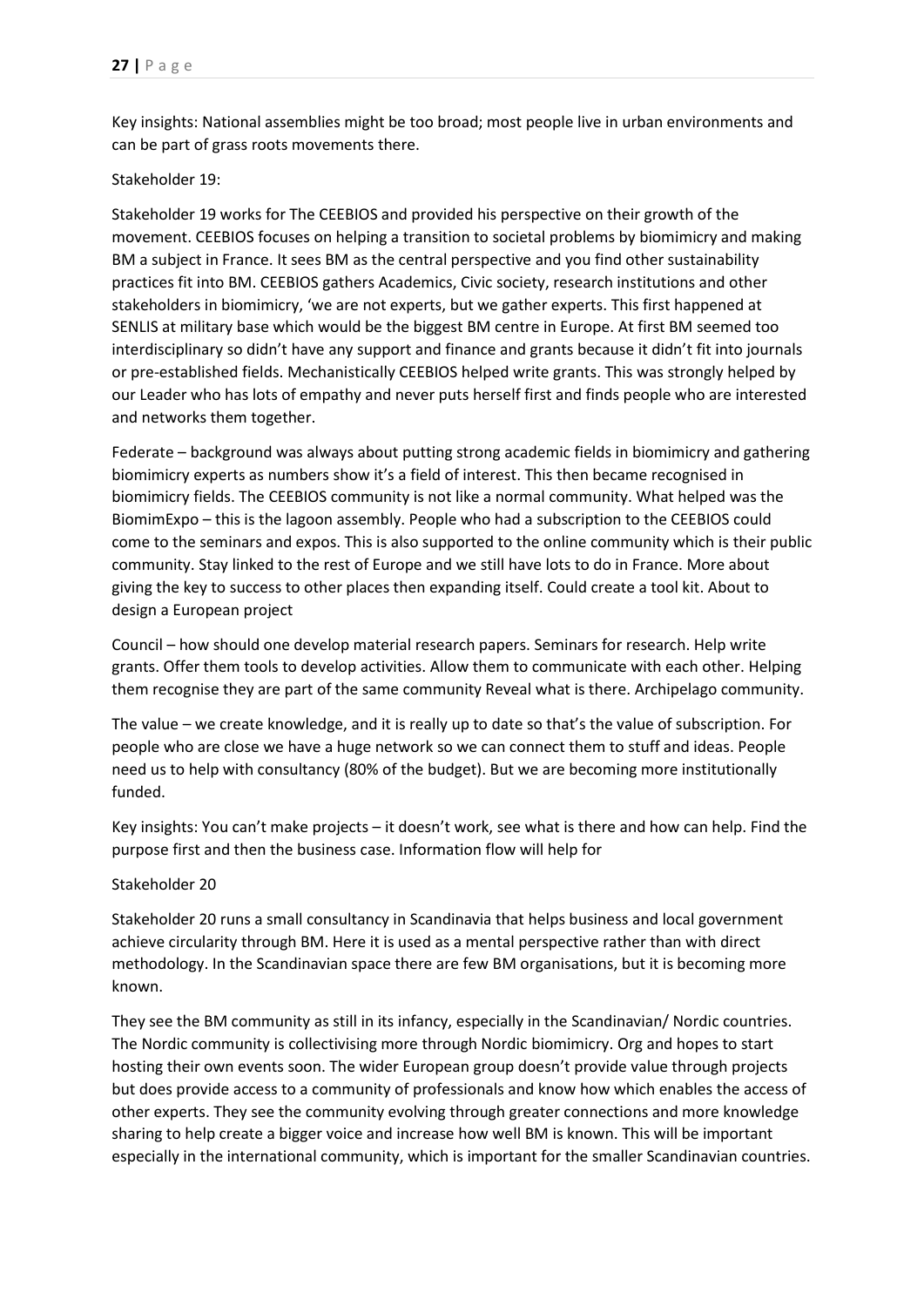Key insights: National assemblies might be too broad; most people live in urban environments and can be part of grass roots movements there.

Stakeholder 19:

Stakeholder 19 works for The CEEBIOS and provided his perspective on their growth of the movement. CEEBIOS focuses on helping a transition to societal problems by biomimicry and making BM a subject in France. It sees BM as the central perspective and you find other sustainability practices fit into BM. CEEBIOS gathers Academics, Civic society, research institutions and other stakeholders in biomimicry, 'we are not experts, but we gather experts. This first happened at SENLIS at military base which would be the biggest BM centre in Europe. At first BM seemed too interdisciplinary so didn't have any support and finance and grants because it didn't fit into journals or pre-established fields. Mechanistically CEEBIOS helped write grants. This was strongly helped by our Leader who has lots of empathy and never puts herself first and finds people who are interested and networks them together.

Federate – background was always about putting strong academic fields in biomimicry and gathering biomimicry experts as numbers show it's a field of interest. This then became recognised in biomimicry fields. The CEEBIOS community is not like a normal community. What helped was the BiomimExpo – this is the lagoon assembly. People who had a subscription to the CEEBIOS could come to the seminars and expos. This is also supported to the online community which is their public community. Stay linked to the rest of Europe and we still have lots to do in France. More about giving the key to success to other places then expanding itself. Could create a tool kit. About to design a European project

Council – how should one develop material research papers. Seminars for research. Help write grants. Offer them tools to develop activities. Allow them to communicate with each other. Helping them recognise they are part of the same community Reveal what is there. Archipelago community.

The value – we create knowledge, and it is really up to date so that's the value of subscription. For people who are close we have a huge network so we can connect them to stuff and ideas. People need us to help with consultancy (80% of the budget). But we are becoming more institutionally funded.

Key insights: You can't make projects – it doesn't work, see what is there and how can help. Find the purpose first and then the business case. Information flow will help for

Stakeholder 20

Stakeholder 20 runs a small consultancy in Scandinavia that helps business and local government achieve circularity through BM. Here it is used as a mental perspective rather than with direct methodology. In the Scandinavian space there are few BM organisations, but it is becoming more known.

They see the BM community as still in its infancy, especially in the Scandinavian/ Nordic countries. The Nordic community is collectivising more through Nordic biomimicry. Org and hopes to start hosting their own events soon. The wider European group doesn't provide value through projects but does provide access to a community of professionals and know how which enables the access of other experts. They see the community evolving through greater connections and more knowledge sharing to help create a bigger voice and increase how well BM is known. This will be important especially in the international community, which is important for the smaller Scandinavian countries.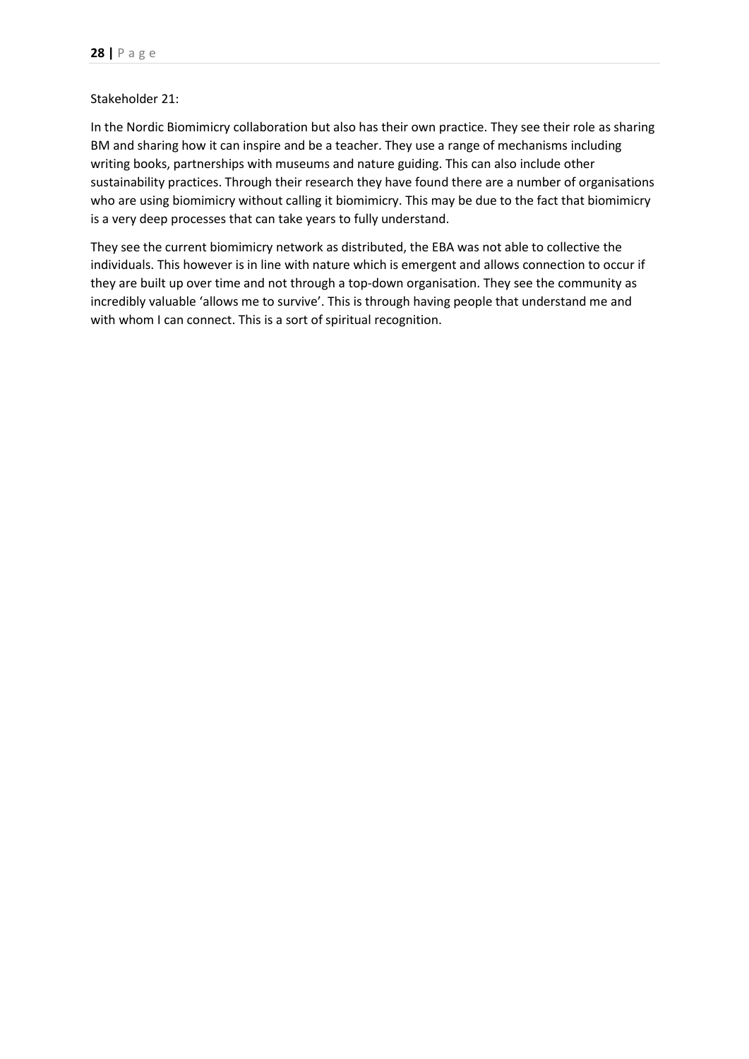Stakeholder 21:

In the Nordic Biomimicry collaboration but also has their own practice. They see their role as sharing BM and sharing how it can inspire and be a teacher. They use a range of mechanisms including writing books, partnerships with museums and nature guiding. This can also include other sustainability practices. Through their research they have found there are a number of organisations who are using biomimicry without calling it biomimicry. This may be due to the fact that biomimicry is a very deep processes that can take years to fully understand.

They see the current biomimicry network as distributed, the EBA was not able to collective the individuals. This however is in line with nature which is emergent and allows connection to occur if they are built up over time and not through a top-down organisation. They see the community as incredibly valuable 'allows me to survive'. This is through having people that understand me and with whom I can connect. This is a sort of spiritual recognition.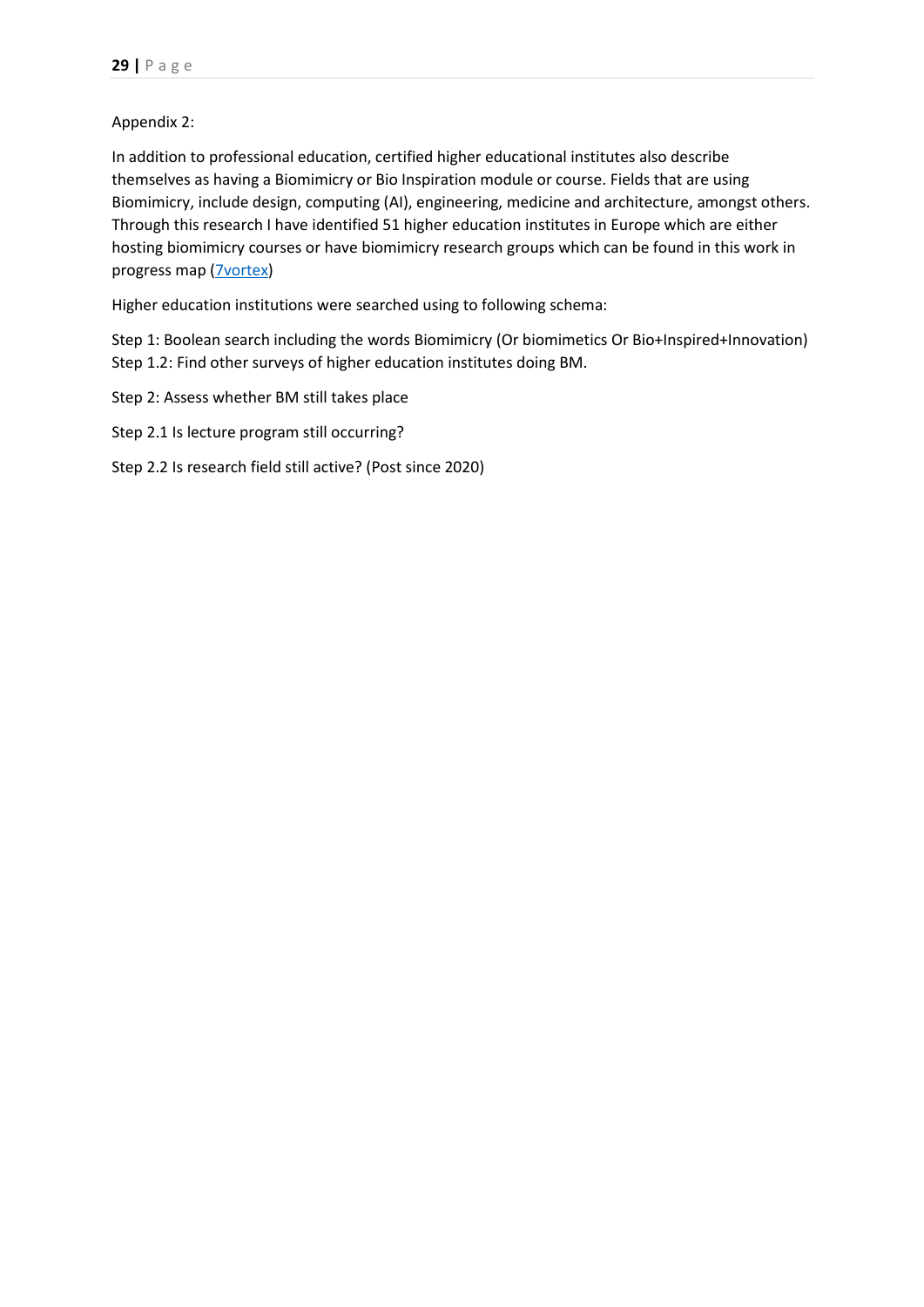Appendix 2:

In addition to professional education, certified higher educational institutes also describe themselves as having a Biomimicry or Bio Inspiration module or course. Fields that are using Biomimicry, include design, computing (AI), engineering, medicine and architecture, amongst others. Through this research I have identified 51 higher education institutes in Europe which are either hosting biomimicry courses or have biomimicry research groups which can be found in this work in progress map (7vortex)

Higher education institutions were searched using to following schema:

Step 1: Boolean search including the words Biomimicry (Or biomimetics Or Bio+Inspired+Innovation)
Step 1.2: Find other surveys of higher education institutes doing BM.

Step 2: Assess whether BM still takes place

Step 2.1 Is lecture program still occurring?

Step 2.2 Is research field still active? (Post since 2020)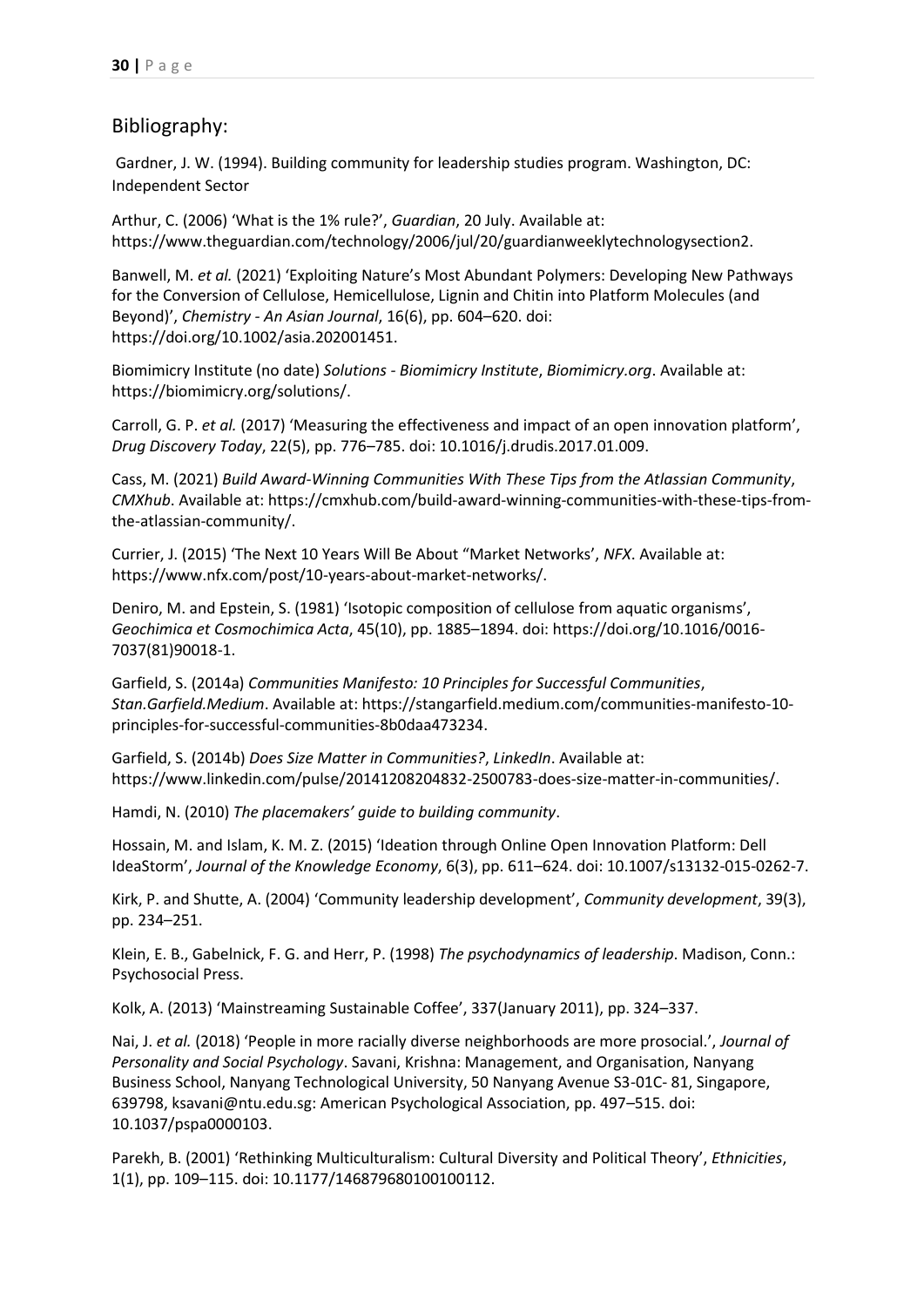## Bibliography:

Gardner, J. W. (1994). Building community for leadership studies program. Washington, DC: Independent Sector

Arthur, C. (2006) 'What is the 1% rule?', *Guardian*, 20 July. Available at: https://www.theguardian.com/technology/2006/jul/20/guardianweeklytechnologysection2.

Banwell, M. *et al.* (2021) 'Exploiting Nature's Most Abundant Polymers: Developing New Pathways for the Conversion of Cellulose, Hemicellulose, Lignin and Chitin into Platform Molecules (and Beyond)', *Chemistry - An Asian Journal*, 16(6), pp. 604–620. doi: https://doi.org/10.1002/asia.202001451.

Biomimicry Institute (no date) *Solutions - Biomimicry Institute*, *Biomimicry.org*. Available at: https://biomimicry.org/solutions/.

Carroll, G. P. *et al.* (2017) 'Measuring the effectiveness and impact of an open innovation platform', *Drug Discovery Today*, 22(5), pp. 776–785. doi: 10.1016/j.drudis.2017.01.009.

Cass, M. (2021) *Build Award-Winning Communities With These Tips from the Atlassian Community*, *CMXhub*. Available at: https://cmxhub.com/build-award-winning-communities-with-these-tips-from-the-atlassian-community/.

Currier, J. (2015) 'The Next 10 Years Will Be About "Market Networks', *NFX*. Available at: https://www.nfx.com/post/10-years-about-market-networks/.

Deniro, M. and Epstein, S. (1981) 'Isotopic composition of cellulose from aquatic organisms', *Geochimica et Cosmochimica Acta*, 45(10), pp. 1885–1894. doi: https://doi.org/10.1016/0016-7037(81)90018-1.

Garfield, S. (2014a) *Communities Manifesto: 10 Principles for Successful Communities*, *Stan.Garfield.Medium*. Available at: https://stangarfield.medium.com/communities-manifesto-10-principles-for-successful-communities-8b0daa473234.

Garfield, S. (2014b) *Does Size Matter in Communities?*, *LinkedIn*. Available at: https://www.linkedin.com/pulse/20141208204832-2500783-does-size-matter-in-communities/.

Hamdi, N. (2010) *The placemakers' guide to building community*.

Hossain, M. and Islam, K. M. Z. (2015) 'Ideation through Online Open Innovation Platform: Dell IdeaStorm', *Journal of the Knowledge Economy*, 6(3), pp. 611–624. doi: 10.1007/s13132-015-0262-7.

Kirk, P. and Shutte, A. (2004) 'Community leadership development', *Community development*, 39(3), pp. 234–251.

Klein, E. B., Gabelnick, F. G. and Herr, P. (1998) *The psychodynamics of leadership*. Madison, Conn.: Psychosocial Press.

Kolk, A. (2013) 'Mainstreaming Sustainable Coffee', 337(January 2011), pp. 324–337.

Nai, J. *et al.* (2018) 'People in more racially diverse neighborhoods are more prosocial.', *Journal of Personality and Social Psychology*. Savani, Krishna: Management, and Organisation, Nanyang Business School, Nanyang Technological University, 50 Nanyang Avenue S3-01C- 81, Singapore, 639798, ksavani@ntu.edu.sg: American Psychological Association, pp. 497–515. doi: 10.1037/pspa0000103.

Parekh, B. (2001) 'Rethinking Multiculturalism: Cultural Diversity and Political Theory', *Ethnicities*, 1(1), pp. 109–115. doi: 10.1177/146879680100100112.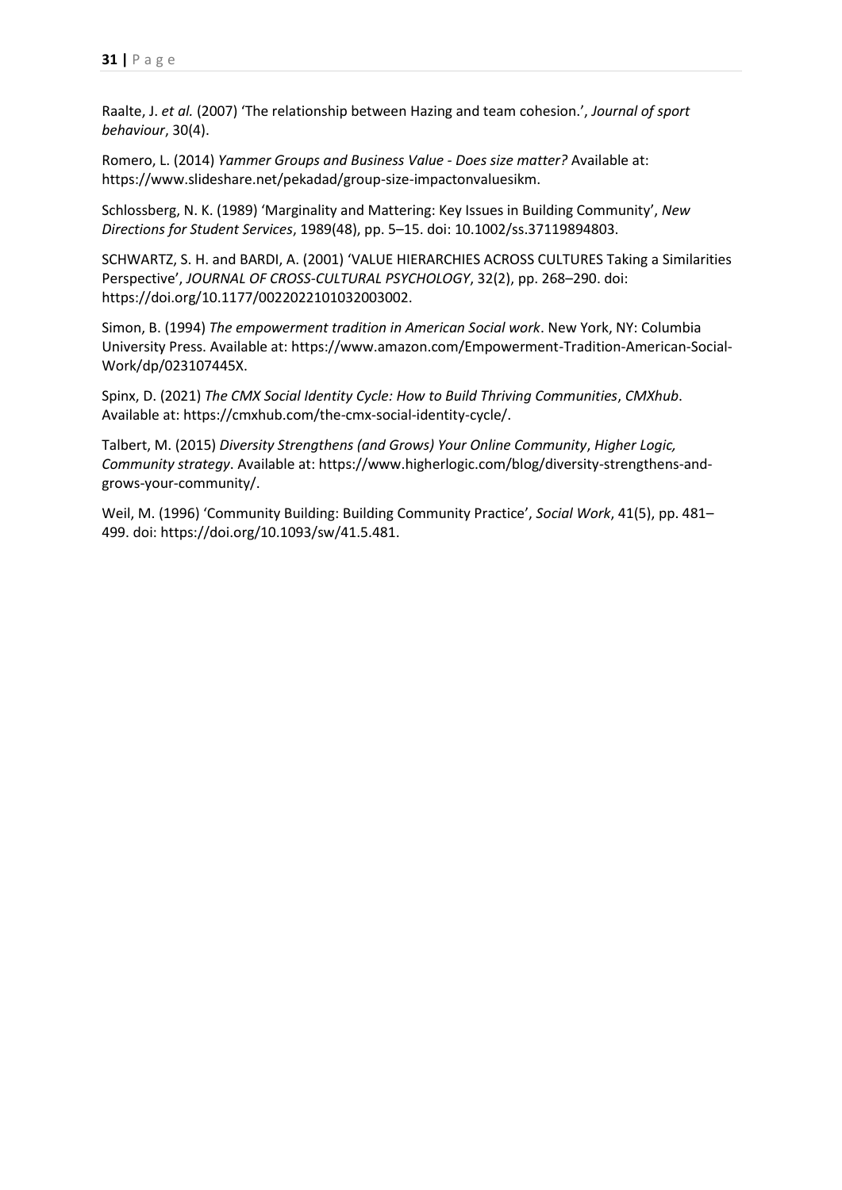Raalte, J. *et al.* (2007) 'The relationship between Hazing and team cohesion.', *Journal of sport behaviour*, 30(4).

Romero, L. (2014) *Yammer Groups and Business Value - Does size matter?* Available at: https://www.slideshare.net/pekadad/group-size-impactonvaluesikm.

Schlossberg, N. K. (1989) 'Marginality and Mattering: Key Issues in Building Community', *New Directions for Student Services*, 1989(48), pp. 5–15. doi: 10.1002/ss.37119894803.

SCHWARTZ, S. H. and BARDI, A. (2001) 'VALUE HIERARCHIES ACROSS CULTURES Taking a Similarities Perspective', *JOURNAL OF CROSS-CULTURAL PSYCHOLOGY*, 32(2), pp. 268–290. doi: https://doi.org/10.1177/0022022101032003002.

Simon, B. (1994) *The empowerment tradition in American Social work*. New York, NY: Columbia University Press. Available at: https://www.amazon.com/Empowerment-Tradition-American-Social-Work/dp/023107445X.

Spinx, D. (2021) *The CMX Social Identity Cycle: How to Build Thriving Communities*, *CMXhub*. Available at: https://cmxhub.com/the-cmx-social-identity-cycle/.

Talbert, M. (2015) *Diversity Strengthens (and Grows) Your Online Community*, *Higher Logic, Community strategy*. Available at: https://www.higherlogic.com/blog/diversity-strengthens-and-grows-your-community/.

Weil, M. (1996) 'Community Building: Building Community Practice', *Social Work*, 41(5), pp. 481–499. doi: https://doi.org/10.1093/sw/41.5.481.